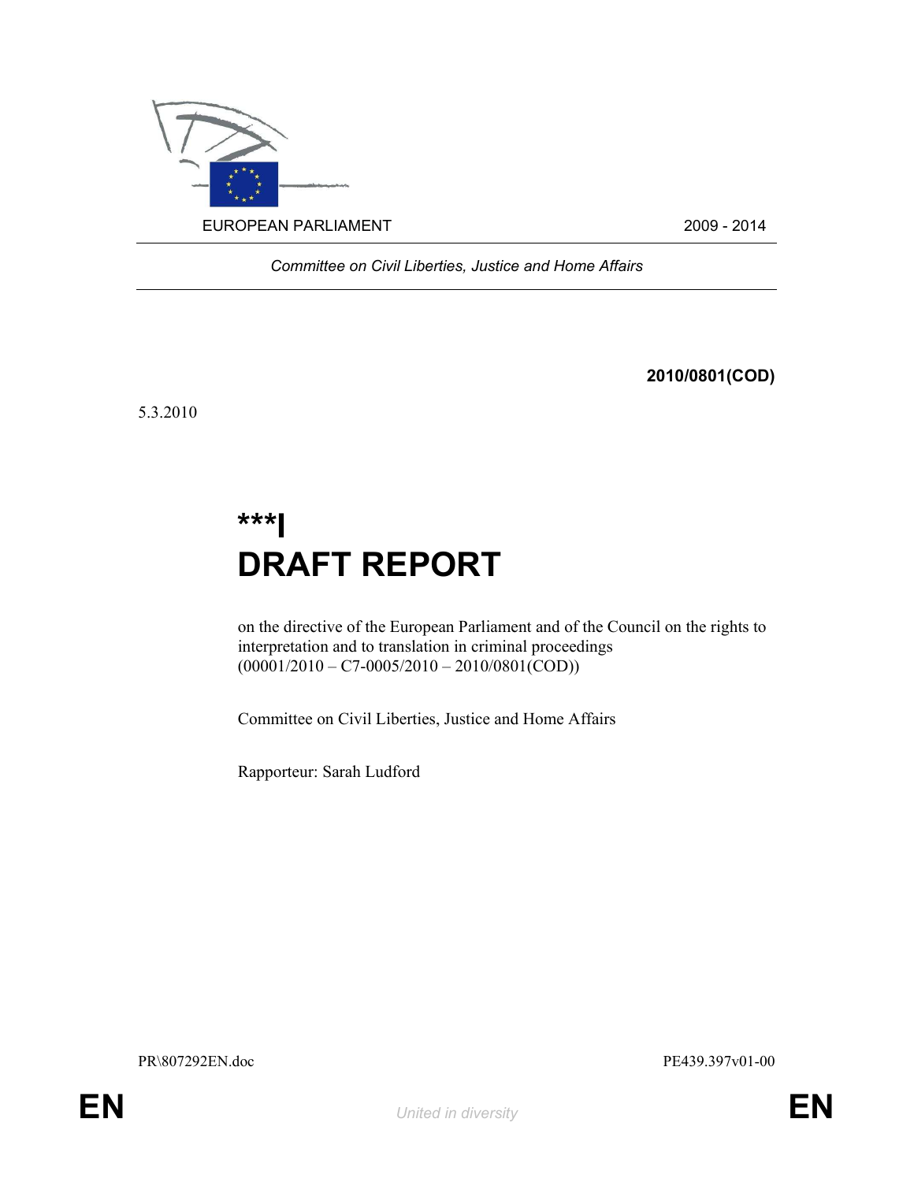EUROPEAN PARLIAMENT 2009 - 2014

*Committee on Civil Liberties, Justice and Home Affairs*

**2010/0801(COD)**

5.3.2010

# ***I
# DRAFT REPORT

on the directive of the European Parliament and of the Council on the rights to interpretation and to translation in criminal proceedings
(00001/2010 – C7-0005/2010 – 2010/0801(COD))

Committee on Civil Liberties, Justice and Home Affairs

Rapporteur: Sarah Ludford

PR\807292EN.doc PE439.397v01-00

EN *United in diversity* EN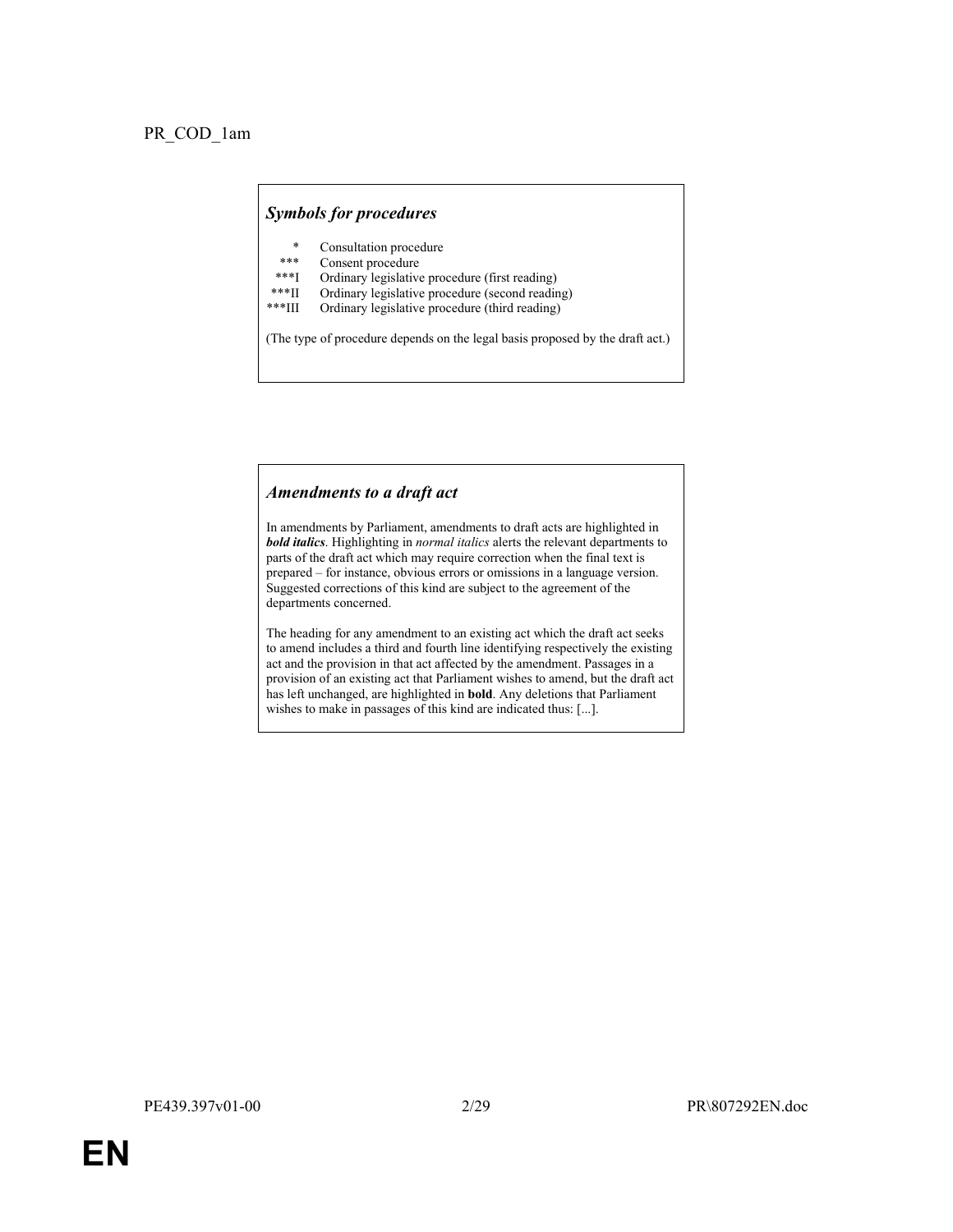PR_COD_1am

### *Symbols for procedures*

| | |
|---|---|
| * | Consultation procedure |
| *** | Consent procedure |
| ***I | Ordinary legislative procedure (first reading) |
| ***II | Ordinary legislative procedure (second reading) |
| ***III | Ordinary legislative procedure (third reading) |

(The type of procedure depends on the legal basis proposed by the draft act.)

### *Amendments to a draft act*

In amendments by Parliament, amendments to draft acts are highlighted in ***bold italics***. Highlighting in *normal italics* alerts the relevant departments to parts of the draft act which may require correction when the final text is prepared – for instance, obvious errors or omissions in a language version. Suggested corrections of this kind are subject to the agreement of the departments concerned.

The heading for any amendment to an existing act which the draft act seeks to amend includes a third and fourth line identifying respectively the existing act and the provision in that act affected by the amendment. Passages in a provision of an existing act that Parliament wishes to amend, but the draft act has left unchanged, are highlighted in **bold**. Any deletions that Parliament wishes to make in passages of this kind are indicated thus: [...].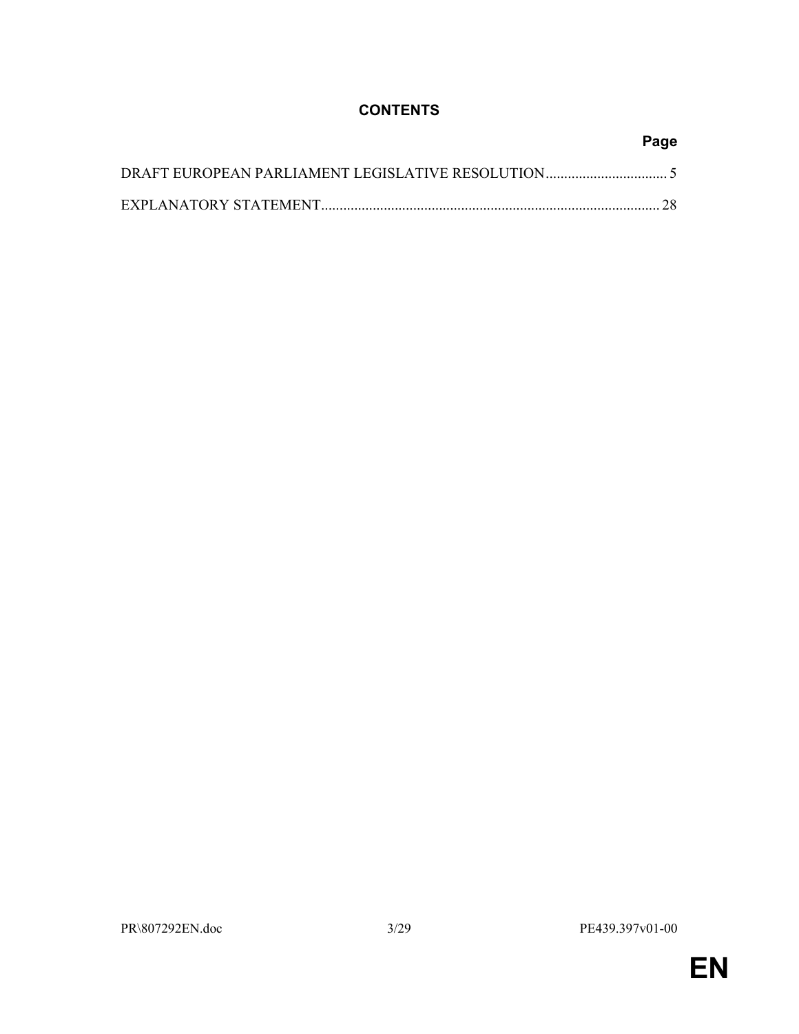# CONTENTS

| | Page |
| --- | --- |
| DRAFT EUROPEAN PARLIAMENT LEGISLATIVE RESOLUTION | 5 |
| EXPLANATORY STATEMENT | 28 |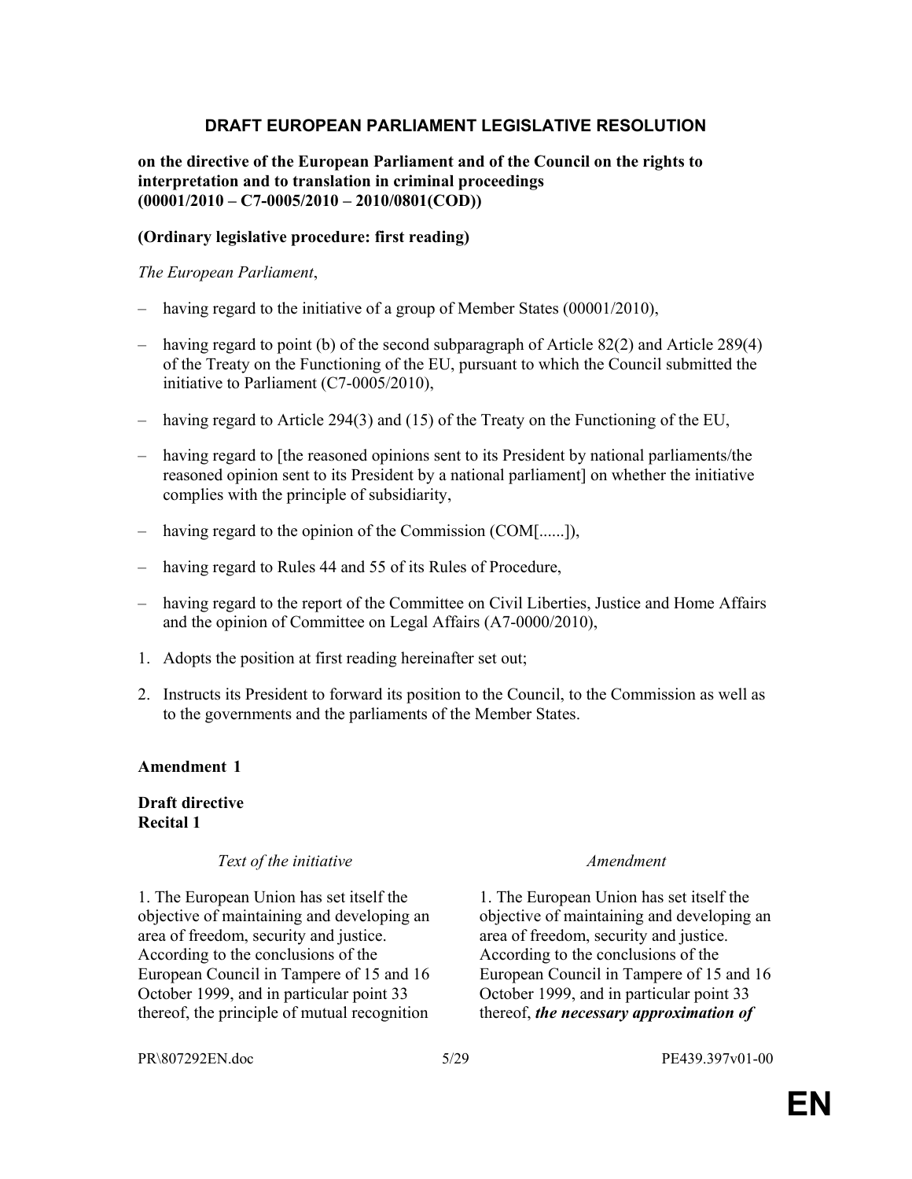## DRAFT EUROPEAN PARLIAMENT LEGISLATIVE RESOLUTION

**on the directive of the European Parliament and of the Council on the rights to interpretation and to translation in criminal proceedings (00001/2010 – C7-0005/2010 – 2010/0801(COD))**

**(Ordinary legislative procedure: first reading)**

*The European Parliament*,

– having regard to the initiative of a group of Member States (00001/2010),

– having regard to point (b) of the second subparagraph of Article 82(2) and Article 289(4) of the Treaty on the Functioning of the EU, pursuant to which the Council submitted the initiative to Parliament (C7-0005/2010),

– having regard to Article 294(3) and (15) of the Treaty on the Functioning of the EU,

– having regard to [the reasoned opinions sent to its President by national parliaments/the reasoned opinion sent to its President by a national parliament] on whether the initiative complies with the principle of subsidiarity,

– having regard to the opinion of the Commission (COM[......]),

– having regard to Rules 44 and 55 of its Rules of Procedure,

– having regard to the report of the Committee on Civil Liberties, Justice and Home Affairs and the opinion of Committee on Legal Affairs (A7-0000/2010),

1. Adopts the position at first reading hereinafter set out;

2. Instructs its President to forward its position to the Council, to the Commission as well as to the governments and the parliaments of the Member States.

**Amendment 1**

**Draft directive**
**Recital 1**

| *Text of the initiative* | *Amendment* |
|---|---|
| 1. The European Union has set itself the objective of maintaining and developing an area of freedom, security and justice. According to the conclusions of the European Council in Tampere of 15 and 16 October 1999, and in particular point 33 thereof, the principle of mutual recognition | 1. The European Union has set itself the objective of maintaining and developing an area of freedom, security and justice. According to the conclusions of the European Council in Tampere of 15 and 16 October 1999, and in particular point 33 thereof, ***the necessary approximation of*** |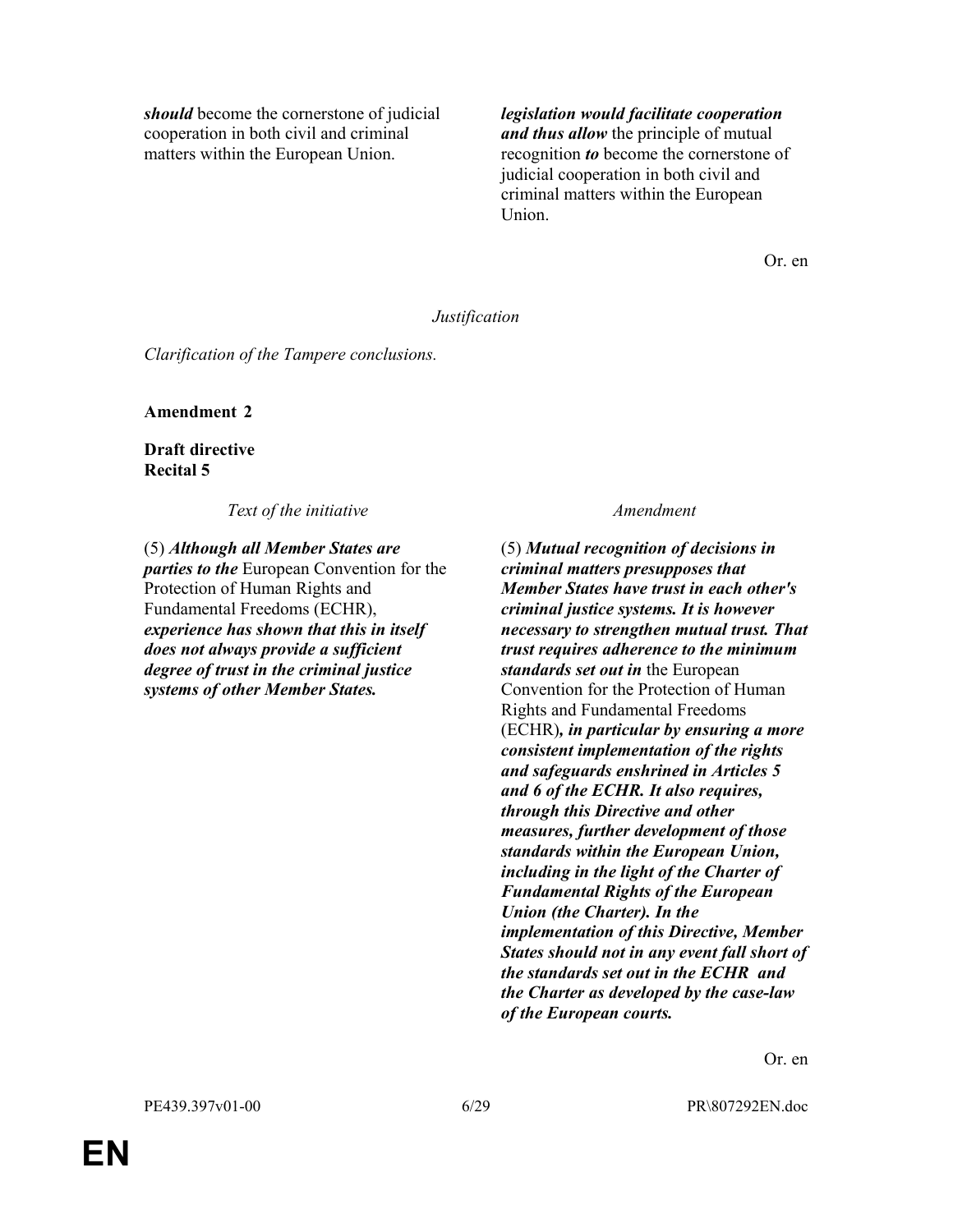| | |
|---|---|
| ***should*** become the cornerstone of judicial cooperation in both civil and criminal matters within the European Union. | ***legislation would facilitate cooperation and thus allow*** the principle of mutual recognition ***to*** become the cornerstone of judicial cooperation in both civil and criminal matters within the European Union. |

Or. en

*Justification*

*Clarification of the Tampere conclusions.*

**Amendment 2**

**Draft directive**
**Recital 5**

| *Text of the initiative* | *Amendment* |
|---|---|
| (5) ***Although all Member States are parties to the*** European Convention for the Protection of Human Rights and Fundamental Freedoms (ECHR), ***experience has shown that this in itself does not always provide a sufficient degree of trust in the criminal justice systems of other Member States.*** | (5) ***Mutual recognition of decisions in criminal matters presupposes that Member States have trust in each other's criminal justice systems. It is however necessary to strengthen mutual trust. That trust requires adherence to the minimum standards set out in*** the European Convention for the Protection of Human Rights and Fundamental Freedoms (ECHR)***, in particular by ensuring a more consistent implementation of the rights and safeguards enshrined in Articles 5 and 6 of the ECHR. It also requires, through this Directive and other measures, further development of those standards within the European Union, including in the light of the Charter of Fundamental Rights of the European Union (the Charter). In the implementation of this Directive, Member States should not in any event fall short of the standards set out in the ECHR and the Charter as developed by the case-law of the European courts.*** |

Or. en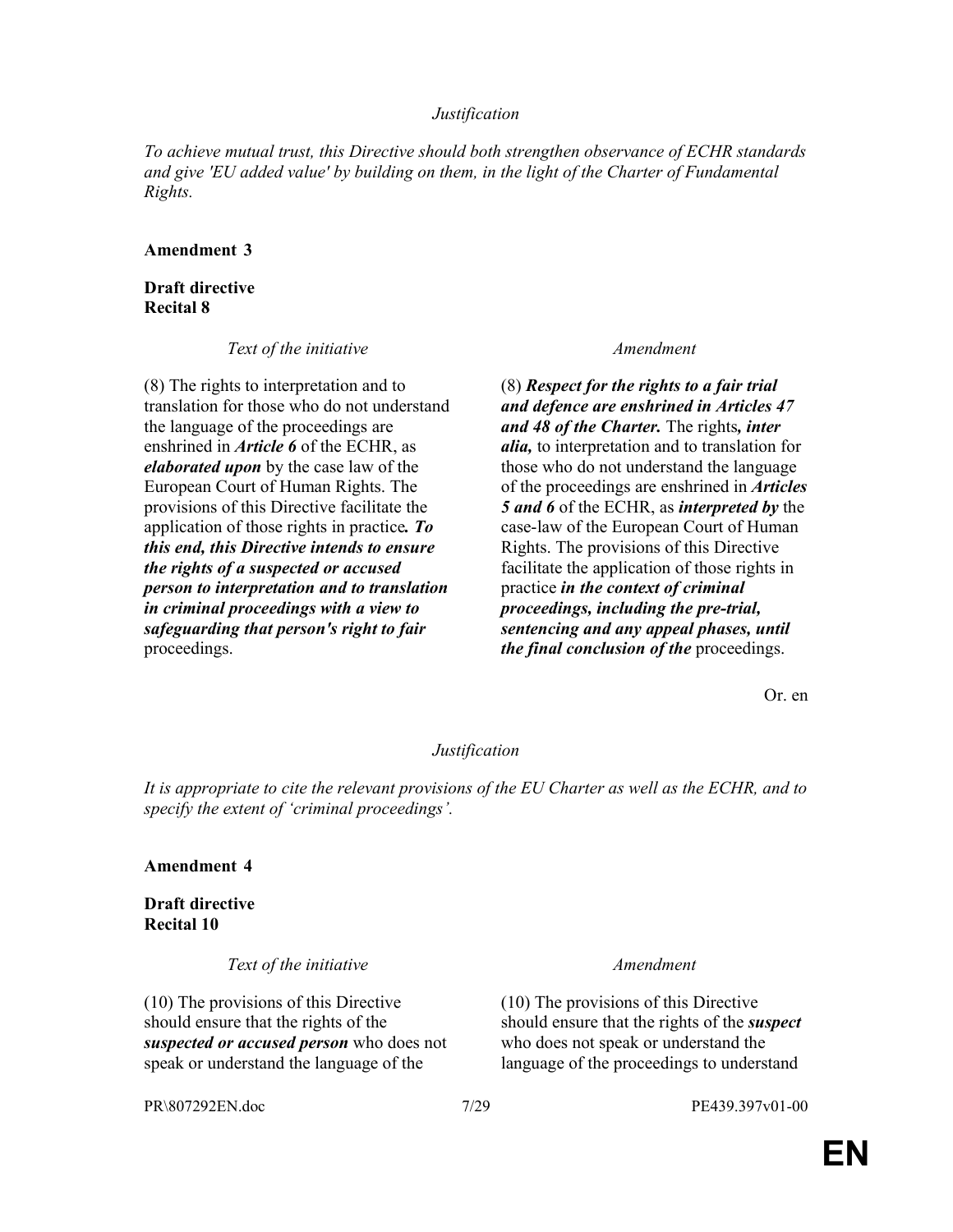*Justification*

*To achieve mutual trust, this Directive should both strengthen observance of ECHR standards and give 'EU added value' by building on them, in the light of the Charter of Fundamental Rights.*

**Amendment 3**

**Draft directive**
**Recital 8**

| *Text of the initiative* | *Amendment* |
| --- | --- |
| (8) The rights to interpretation and to translation for those who do not understand the language of the proceedings are enshrined in ***Article 6*** of the ECHR, as ***elaborated upon*** by the case law of the European Court of Human Rights. The provisions of this Directive facilitate the application of those rights in practice***. To this end, this Directive intends to ensure the rights of a suspected or accused person to interpretation and to translation in criminal proceedings with a view to safeguarding that person's right to fair*** proceedings. | (8) ***Respect for the rights to a fair trial and defence are enshrined in Articles 47 and 48 of the Charter.*** The rights***, inter alia,*** to interpretation and to translation for those who do not understand the language of the proceedings are enshrined in ***Articles 5 and 6*** of the ECHR, as ***interpreted by*** the case-law of the European Court of Human Rights. The provisions of this Directive facilitate the application of those rights in practice ***in the context of criminal proceedings, including the pre-trial, sentencing and any appeal phases, until the final conclusion of the*** proceedings. |

Or. en

*Justification*

*It is appropriate to cite the relevant provisions of the EU Charter as well as the ECHR, and to specify the extent of 'criminal proceedings'.*

**Amendment 4**

**Draft directive**
**Recital 10**

| *Text of the initiative* | *Amendment* |
| --- | --- |
| (10) The provisions of this Directive should ensure that the rights of the ***suspected or accused person*** who does not speak or understand the language of the | (10) The provisions of this Directive should ensure that the rights of the ***suspect*** who does not speak or understand the language of the proceedings to understand |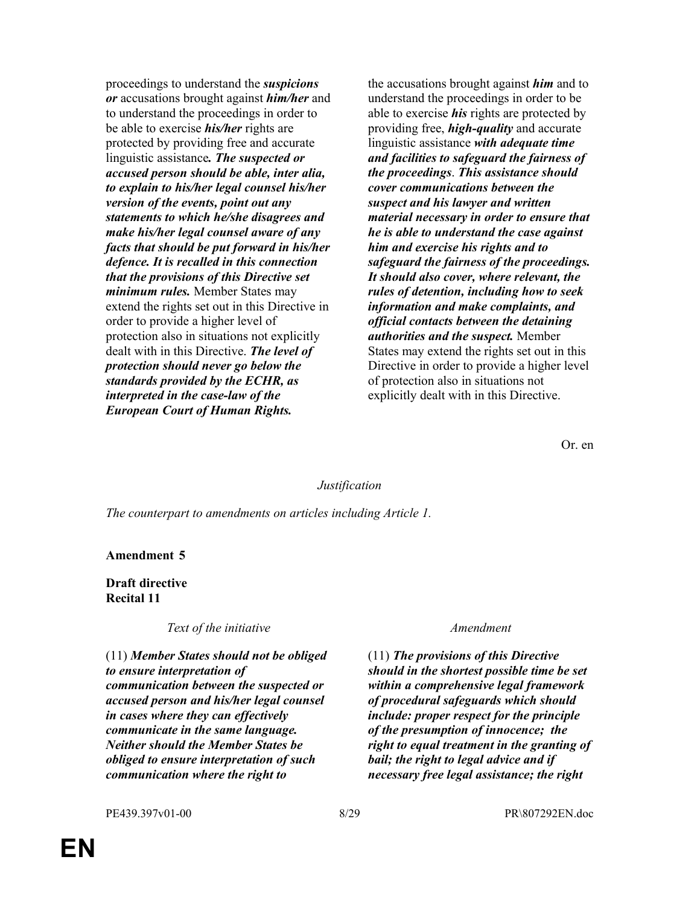| | |
|---|---|
| proceedings to understand the ***suspicions or*** accusations brought against ***him/her*** and to understand the proceedings in order to be able to exercise ***his/her*** rights are protected by providing free and accurate linguistic assistance***. The suspected or accused person should be able, inter alia, to explain to his/her legal counsel his/her version of the events, point out any statements to which he/she disagrees and make his/her legal counsel aware of any facts that should be put forward in his/her defence. It is recalled in this connection that the provisions of this Directive set minimum rules.*** Member States may extend the rights set out in this Directive in order to provide a higher level of protection also in situations not explicitly dealt with in this Directive. ***The level of protection should never go below the standards provided by the ECHR, as interpreted in the case-law of the European Court of Human Rights.*** | the accusations brought against ***him*** and to understand the proceedings in order to be able to exercise ***his*** rights are protected by providing free, ***high-quality*** and accurate linguistic assistance ***with adequate time and facilities to safeguard the fairness of the proceedings***. ***This assistance should cover communications between the suspect and his lawyer and written material necessary in order to ensure that he is able to understand the case against him and exercise his rights and to safeguard the fairness of the proceedings. It should also cover, where relevant, the rules of detention, including how to seek information and make complaints, and official contacts between the detaining authorities and the suspect.*** Member States may extend the rights set out in this Directive in order to provide a higher level of protection also in situations not explicitly dealt with in this Directive. |

Or. en

*Justification*

*The counterpart to amendments on articles including Article 1.*

**Amendment 5**

**Draft directive**
**Recital 11**

| *Text of the initiative* | *Amendment* |
|---|---|
| (11) ***Member States should not be obliged to ensure interpretation of communication between the suspected or accused person and his/her legal counsel in cases where they can effectively communicate in the same language. Neither should the Member States be obliged to ensure interpretation of such communication where the right to*** | (11) ***The provisions of this Directive should in the shortest possible time be set within a comprehensive legal framework of procedural safeguards which should include: proper respect for the principle of the presumption of innocence; the right to equal treatment in the granting of bail; the right to legal advice and if necessary free legal assistance; the right*** |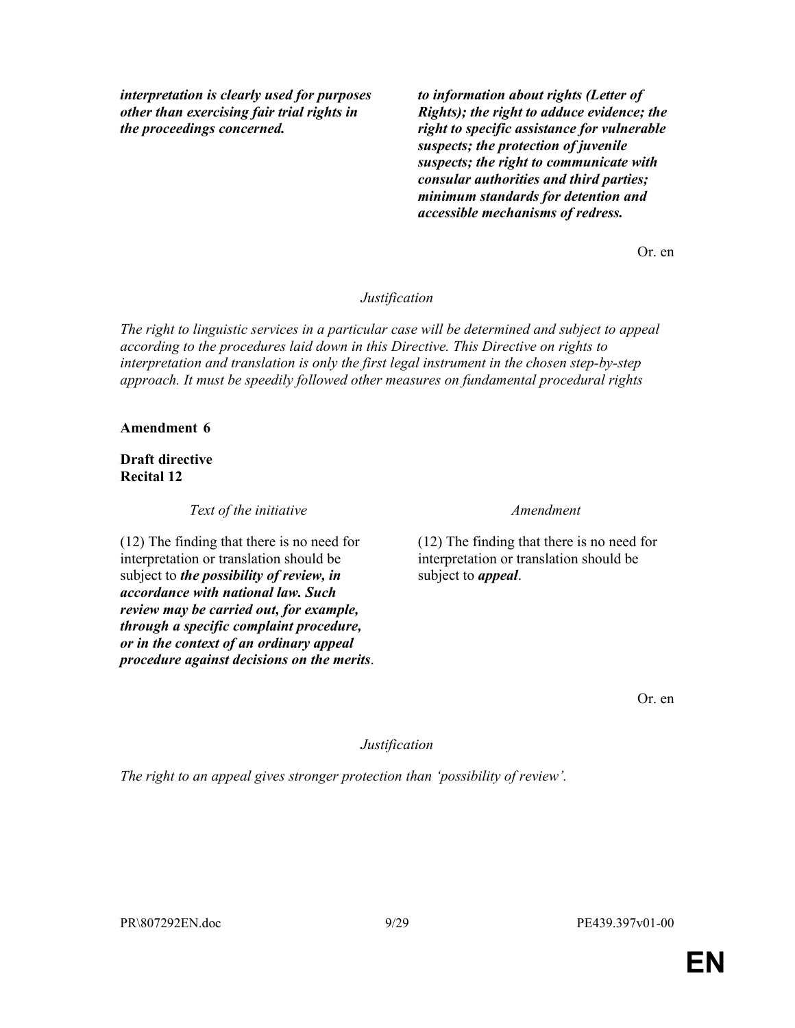| | |
|---|---|
| ***interpretation is clearly used for purposes other than exercising fair trial rights in the proceedings concerned.*** | ***to information about rights (Letter of Rights); the right to adduce evidence; the right to specific assistance for vulnerable suspects; the protection of juvenile suspects; the right to communicate with consular authorities and third parties; minimum standards for detention and accessible mechanisms of redress.*** |

Or. en

*Justification*

*The right to linguistic services in a particular case will be determined and subject to appeal according to the procedures laid down in this Directive. This Directive on rights to interpretation and translation is only the first legal instrument in the chosen step-by-step approach. It must be speedily followed other measures on fundamental procedural rights*

**Amendment 6**

**Draft directive**
**Recital 12**

| *Text of the initiative* | *Amendment* |
|---|---|
| (12) The finding that there is no need for interpretation or translation should be subject to ***the possibility of review, in accordance with national law. Such review may be carried out, for example, through a specific complaint procedure, or in the context of an ordinary appeal procedure against decisions on the merits***. | (12) The finding that there is no need for interpretation or translation should be subject to ***appeal***. |

Or. en

*Justification*

*The right to an appeal gives stronger protection than 'possibility of review'.*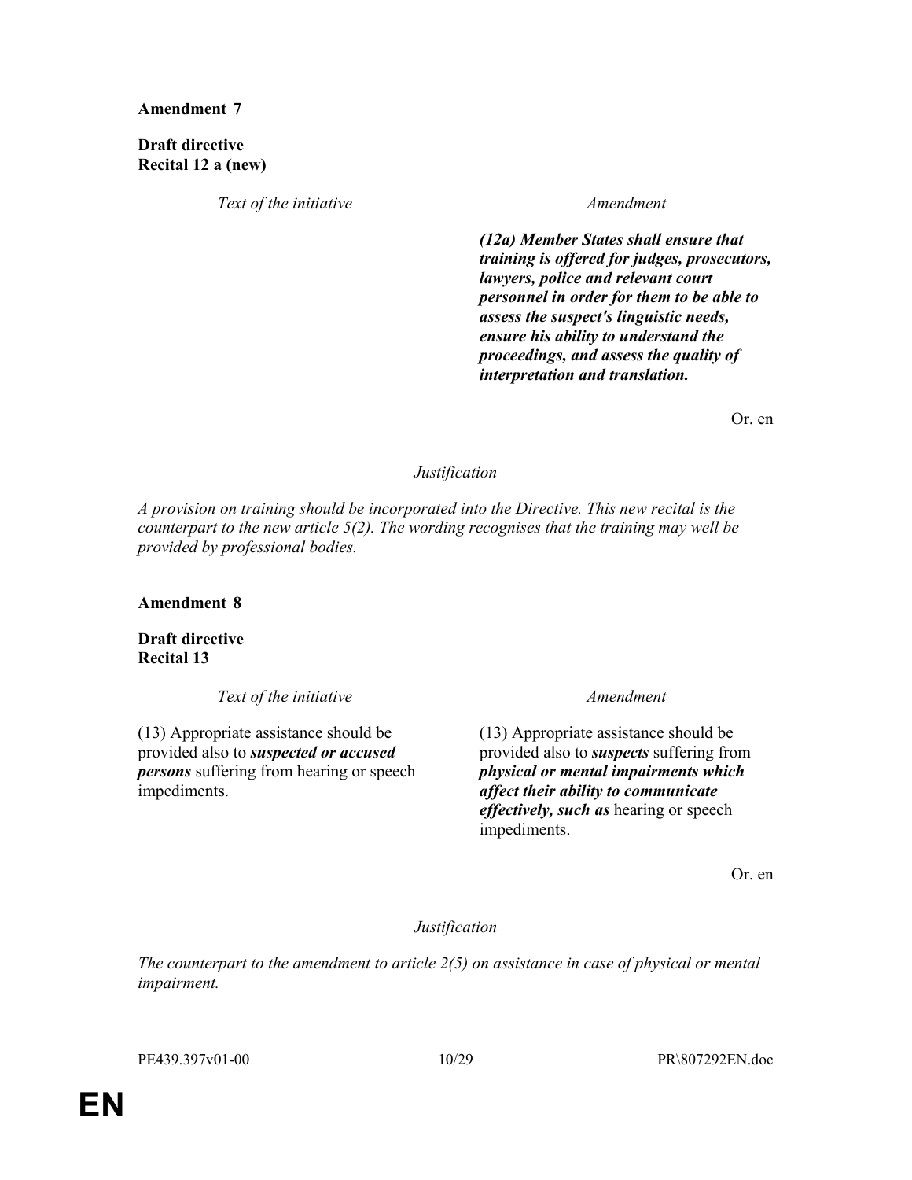**Amendment 7**

**Draft directive**
**Recital 12 a (new)**

| *Text of the initiative* | *Amendment* |
| --- | --- |
| | ***(12a) Member States shall ensure that training is offered for judges, prosecutors, lawyers, police and relevant court personnel in order for them to be able to assess the suspect's linguistic needs, ensure his ability to understand the proceedings, and assess the quality of interpretation and translation.*** |

Or. en

*Justification*

*A provision on training should be incorporated into the Directive. This new recital is the counterpart to the new article 5(2). The wording recognises that the training may well be provided by professional bodies.*

**Amendment 8**

**Draft directive**
**Recital 13**

| *Text of the initiative* | *Amendment* |
| --- | --- |
| (13) Appropriate assistance should be provided also to ***suspected or accused persons*** suffering from hearing or speech impediments. | (13) Appropriate assistance should be provided also to ***suspects*** suffering from ***physical or mental impairments which affect their ability to communicate effectively, such as*** hearing or speech impediments. |

Or. en

*Justification*

*The counterpart to the amendment to article 2(5) on assistance in case of physical or mental impairment.*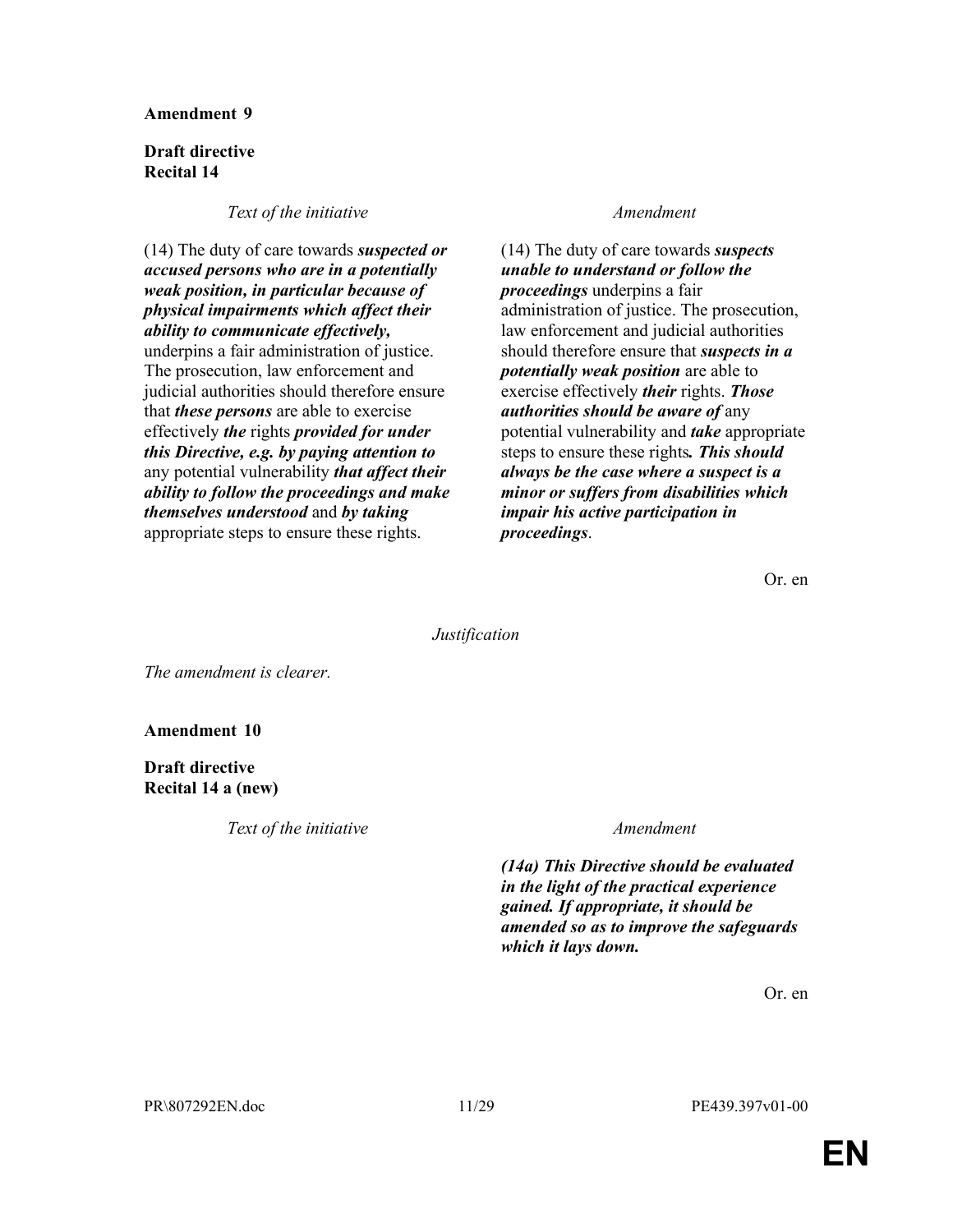**Amendment 9**

**Draft directive**
**Recital 14**

| *Text of the initiative* | *Amendment* |
|---|---|
| (14) The duty of care towards ***suspected or accused persons who are in a potentially weak position, in particular because of physical impairments which affect their ability to communicate effectively,*** underpins a fair administration of justice. The prosecution, law enforcement and judicial authorities should therefore ensure that ***these persons*** are able to exercise effectively ***the*** rights ***provided for under this Directive, e.g. by paying attention to*** any potential vulnerability ***that affect their ability to follow the proceedings and make themselves understood*** and ***by taking*** appropriate steps to ensure these rights. | (14) The duty of care towards ***suspects unable to understand or follow the proceedings*** underpins a fair administration of justice. The prosecution, law enforcement and judicial authorities should therefore ensure that ***suspects in a potentially weak position*** are able to exercise effectively ***their*** rights. ***Those authorities should be aware of*** any potential vulnerability and ***take*** appropriate steps to ensure these rights***. This should always be the case where a suspect is a minor or suffers from disabilities which impair his active participation in proceedings***. |

Or. en

*Justification*

*The amendment is clearer.*

**Amendment 10**

**Draft directive**
**Recital 14 a (new)**

| *Text of the initiative* | *Amendment* |
|---|---|
| | ***(14a) This Directive should be evaluated in the light of the practical experience gained. If appropriate, it should be amended so as to improve the safeguards which it lays down.*** |

Or. en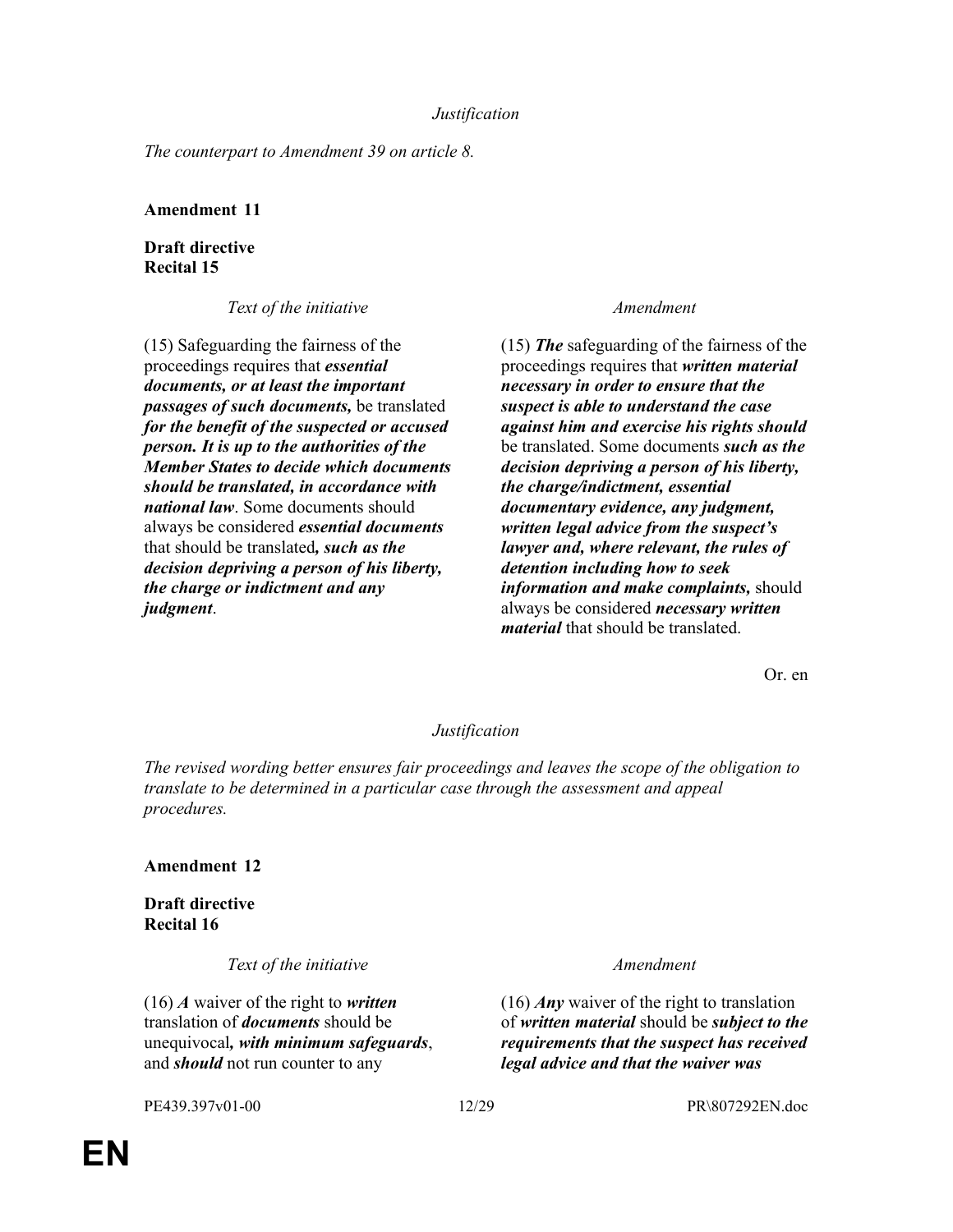*Justification*

*The counterpart to Amendment 39 on article 8.*

**Amendment 11**

**Draft directive**
**Recital 15**

| *Text of the initiative* | *Amendment* |
|---|---|
| (15) Safeguarding the fairness of the proceedings requires that ***essential documents, or at least the important passages of such documents,*** be translated ***for the benefit of the suspected or accused person. It is up to the authorities of the Member States to decide which documents should be translated, in accordance with national law***. Some documents should always be considered ***essential documents*** that should be translated***, such as the decision depriving a person of his liberty, the charge or indictment and any judgment***. | (15) ***The*** safeguarding of the fairness of the proceedings requires that ***written material necessary in order to ensure that the suspect is able to understand the case against him and exercise his rights should*** be translated. Some documents ***such as the decision depriving a person of his liberty, the charge/indictment, essential documentary evidence, any judgment, written legal advice from the suspect's lawyer and, where relevant, the rules of detention including how to seek information and make complaints,*** should always be considered ***necessary written material*** that should be translated. |

Or. en

*Justification*

*The revised wording better ensures fair proceedings and leaves the scope of the obligation to translate to be determined in a particular case through the assessment and appeal procedures.*

**Amendment 12**

**Draft directive**
**Recital 16**

| *Text of the initiative* | *Amendment* |
|---|---|
| (16) ***A*** waiver of the right to ***written*** translation of ***documents*** should be unequivocal***, with minimum safeguards***, and ***should*** not run counter to any | (16) ***Any*** waiver of the right to translation of ***written material*** should be ***subject to the requirements that the suspect has received legal advice and that the waiver was*** |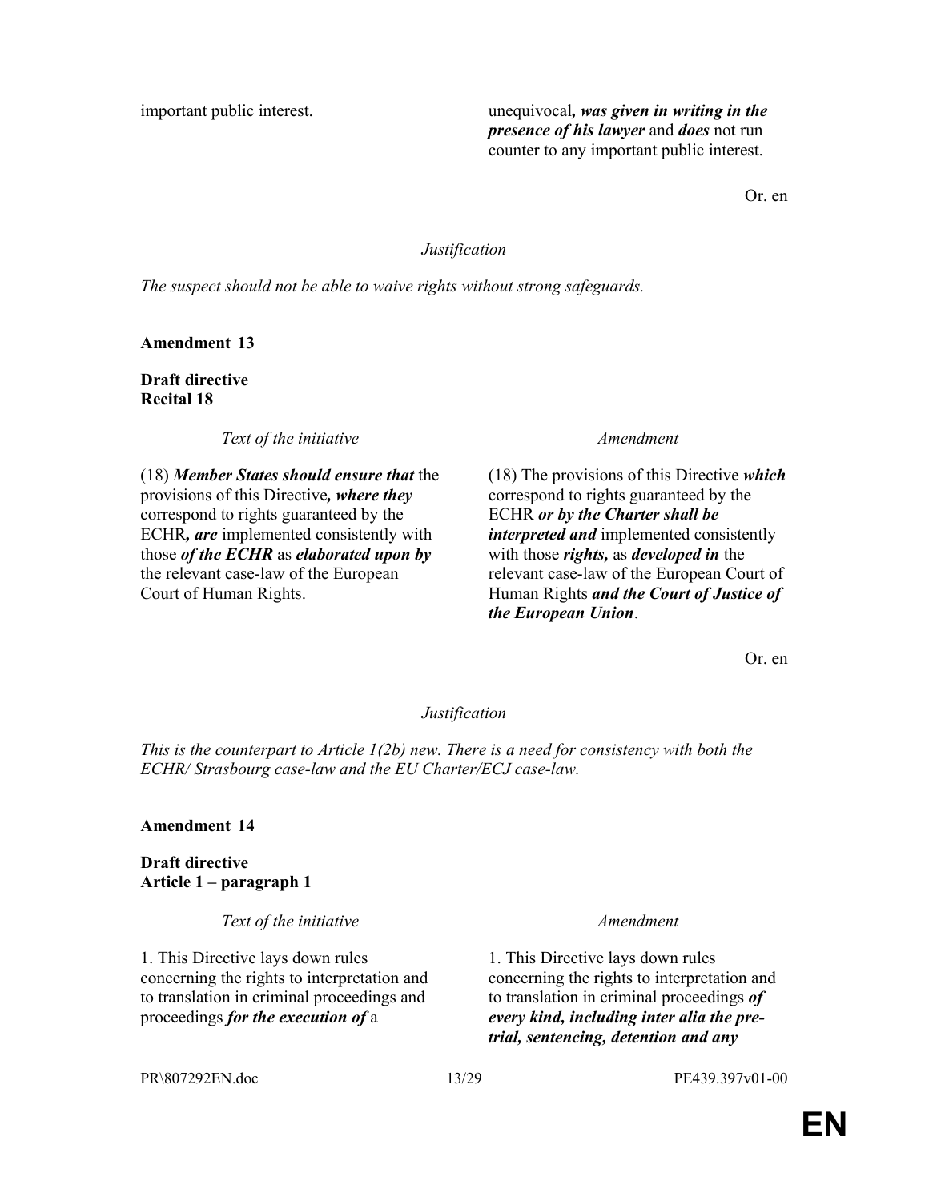| | |
|---|---|
| important public interest. | unequivocal***, was given in writing in the presence of his lawyer*** and ***does*** not run counter to any important public interest. |

Or. en

*Justification*

*The suspect should not be able to waive rights without strong safeguards.*

**Amendment 13**

**Draft directive**
**Recital 18**

| *Text of the initiative* | *Amendment* |
|---|---|
| (18) ***Member States should ensure that*** the provisions of this Directive***, where they*** correspond to rights guaranteed by the ECHR***, are*** implemented consistently with those ***of the ECHR*** as ***elaborated upon by*** the relevant case-law of the European Court of Human Rights. | (18) The provisions of this Directive ***which*** correspond to rights guaranteed by the ECHR ***or by the Charter shall be interpreted and*** implemented consistently with those ***rights,*** as ***developed in*** the relevant case-law of the European Court of Human Rights ***and the Court of Justice of the European Union***. |

Or. en

*Justification*

*This is the counterpart to Article 1(2b) new. There is a need for consistency with both the ECHR/ Strasbourg case-law and the EU Charter/ECJ case-law.*

**Amendment 14**

**Draft directive**
**Article 1 – paragraph 1**

| *Text of the initiative* | *Amendment* |
|---|---|
| 1. This Directive lays down rules concerning the rights to interpretation and to translation in criminal proceedings and proceedings ***for the execution of*** a | 1. This Directive lays down rules concerning the rights to interpretation and to translation in criminal proceedings ***of every kind, including inter alia the pre-trial, sentencing, detention and any*** |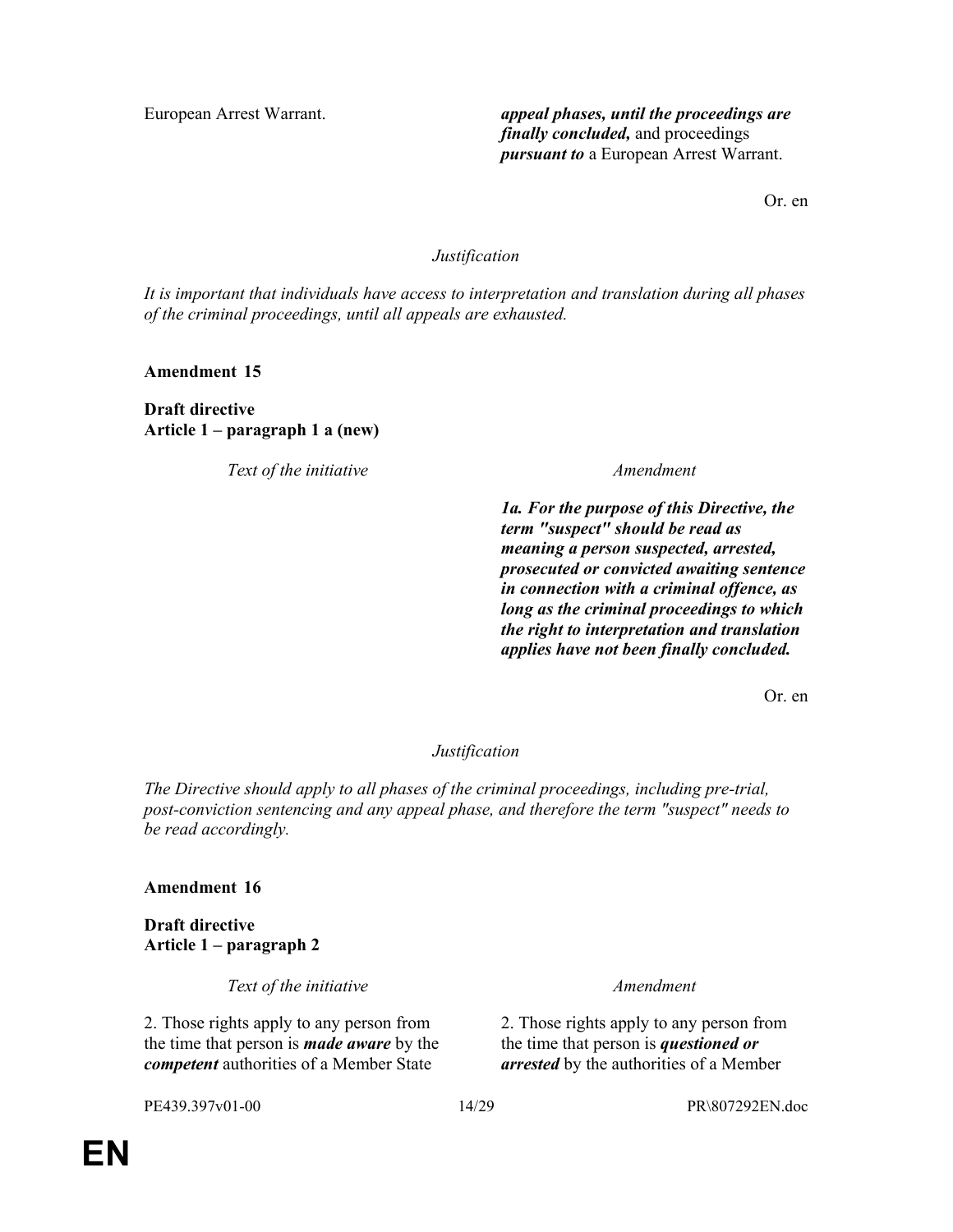| | |
|---|---|
| European Arrest Warrant. | ***appeal phases, until the proceedings are finally concluded,*** and proceedings ***pursuant to*** a European Arrest Warrant. |

Or. en

*Justification*

*It is important that individuals have access to interpretation and translation during all phases of the criminal proceedings, until all appeals are exhausted.*

**Amendment 15**

**Draft directive**
**Article 1 – paragraph 1 a (new)**

| *Text of the initiative* | *Amendment* |
|---|---|
| | ***1a. For the purpose of this Directive, the term "suspect" should be read as meaning a person suspected, arrested, prosecuted or convicted awaiting sentence in connection with a criminal offence, as long as the criminal proceedings to which the right to interpretation and translation applies have not been finally concluded.*** |

Or. en

*Justification*

*The Directive should apply to all phases of the criminal proceedings, including pre-trial, post-conviction sentencing and any appeal phase, and therefore the term "suspect" needs to be read accordingly.*

**Amendment 16**

**Draft directive**
**Article 1 – paragraph 2**

| *Text of the initiative* | *Amendment* |
|---|---|
| 2. Those rights apply to any person from the time that person is ***made aware*** by the ***competent*** authorities of a Member State | 2. Those rights apply to any person from the time that person is ***questioned or arrested*** by the authorities of a Member |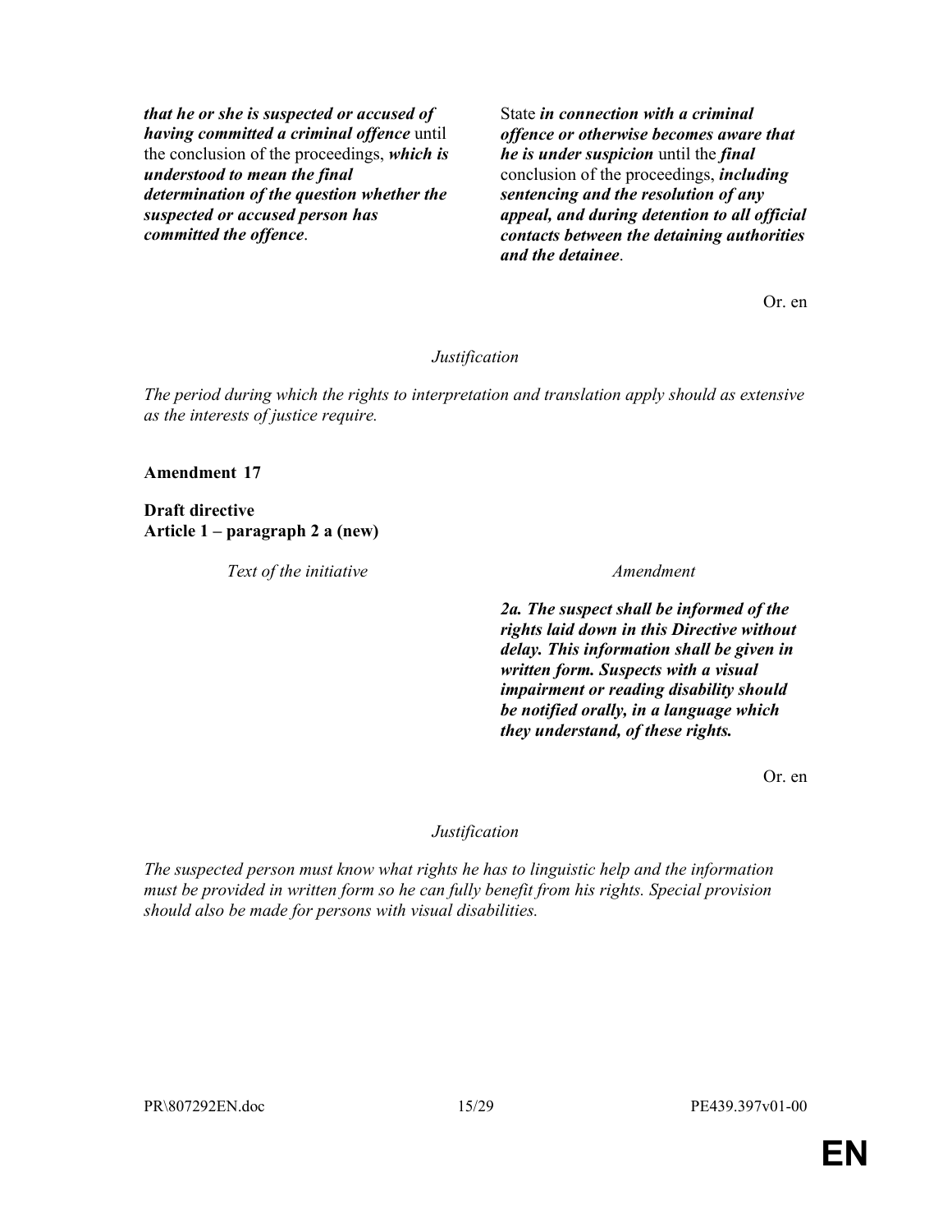| | |
|---|---|
| ***that he or she is suspected or accused of having committed a criminal offence*** until the conclusion of the proceedings, ***which is understood to mean the final determination of the question whether the suspected or accused person has committed the offence***. | State ***in connection with a criminal offence or otherwise becomes aware that he is under suspicion*** until the ***final*** conclusion of the proceedings, ***including sentencing and the resolution of any appeal, and during detention to all official contacts between the detaining authorities and the detainee***. |

Or. en

*Justification*

*The period during which the rights to interpretation and translation apply should as extensive as the interests of justice require.*

**Amendment 17**

**Draft directive**
**Article 1 – paragraph 2 a (new)**

| *Text of the initiative* | *Amendment* |
|---|---|
| | ***2a. The suspect shall be informed of the rights laid down in this Directive without delay. This information shall be given in written form. Suspects with a visual impairment or reading disability should be notified orally, in a language which they understand, of these rights.*** |

Or. en

*Justification*

*The suspected person must know what rights he has to linguistic help and the information must be provided in written form so he can fully benefit from his rights. Special provision should also be made for persons with visual disabilities.*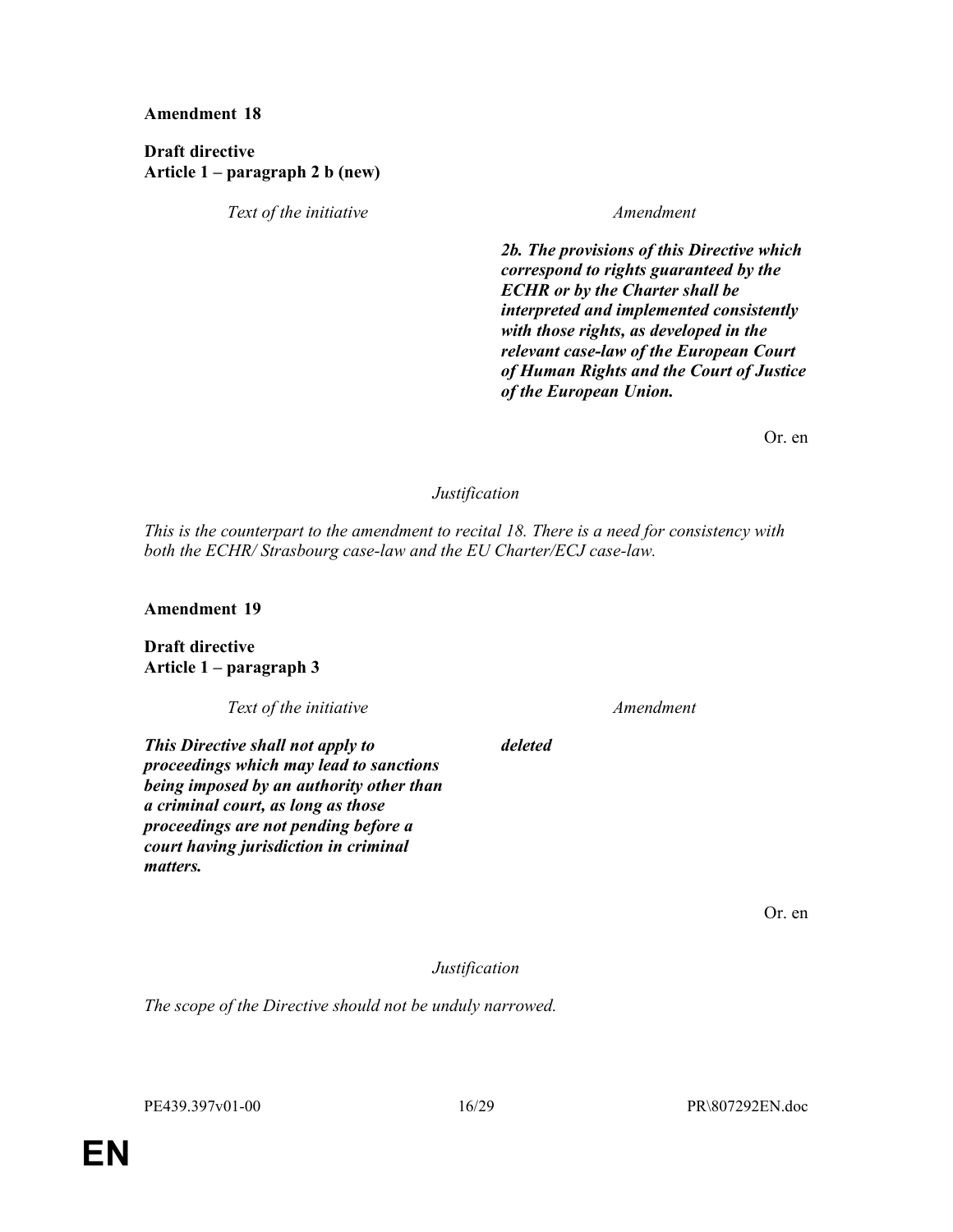**Amendment 18**

**Draft directive**
**Article 1 – paragraph 2 b (new)**

| *Text of the initiative* | *Amendment* |
| --- | --- |
| | ***2b. The provisions of this Directive which correspond to rights guaranteed by the ECHR or by the Charter shall be interpreted and implemented consistently with those rights, as developed in the relevant case-law of the European Court of Human Rights and the Court of Justice of the European Union.*** |

Or. en

*Justification*

*This is the counterpart to the amendment to recital 18. There is a need for consistency with both the ECHR/ Strasbourg case-law and the EU Charter/ECJ case-law.*

**Amendment 19**

**Draft directive**
**Article 1 – paragraph 3**

| *Text of the initiative* | *Amendment* |
| --- | --- |
| ***This Directive shall not apply to proceedings which may lead to sanctions being imposed by an authority other than a criminal court, as long as those proceedings are not pending before a court having jurisdiction in criminal matters.*** | ***deleted*** |

Or. en

*Justification*

*The scope of the Directive should not be unduly narrowed.*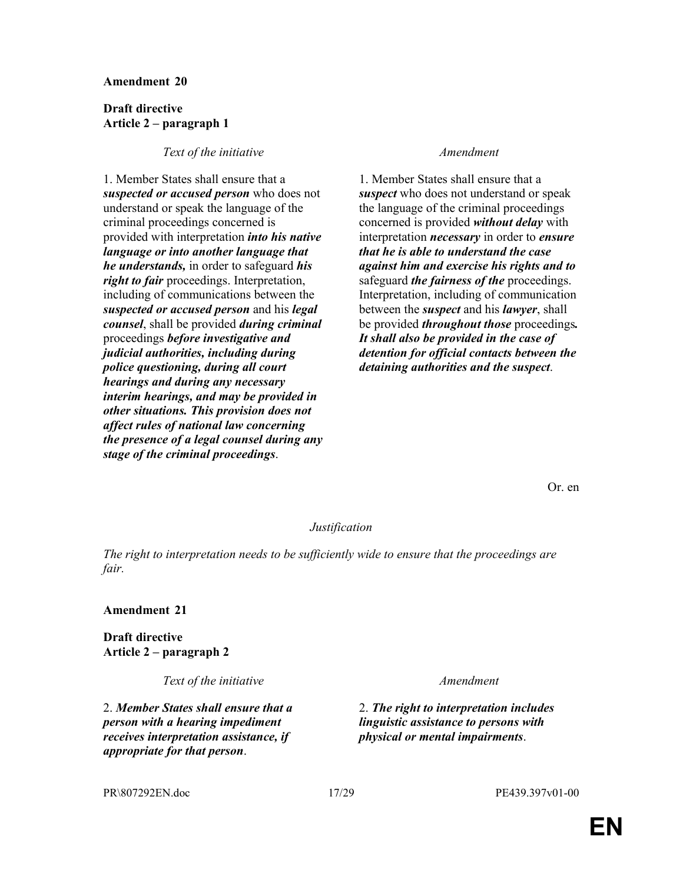**Amendment 20**

**Draft directive**
**Article 2 – paragraph 1**

| *Text of the initiative* | *Amendment* |
|---|---|
| 1. Member States shall ensure that a ***suspected or accused person*** who does not understand or speak the language of the criminal proceedings concerned is provided with interpretation ***into his native language or into another language that he understands,*** in order to safeguard ***his right to fair*** proceedings. Interpretation, including of communications between the ***suspected or accused person*** and his ***legal counsel***, shall be provided ***during criminal*** proceedings ***before investigative and judicial authorities, including during police questioning, during all court hearings and during any necessary interim hearings, and may be provided in other situations. This provision does not affect rules of national law concerning the presence of a legal counsel during any stage of the criminal proceedings***. | 1. Member States shall ensure that a ***suspect*** who does not understand or speak the language of the criminal proceedings concerned is provided ***without delay*** with interpretation ***necessary*** in order to ***ensure that he is able to understand the case against him and exercise his rights and to*** safeguard ***the fairness of the*** proceedings. Interpretation, including of communication between the ***suspect*** and his ***lawyer***, shall be provided ***throughout those*** proceedings***. It shall also be provided in the case of detention for official contacts between the detaining authorities and the suspect***. |

Or. en

*Justification*

*The right to interpretation needs to be sufficiently wide to ensure that the proceedings are fair.*

**Amendment 21**

**Draft directive**
**Article 2 – paragraph 2**

| *Text of the initiative* | *Amendment* |
|---|---|
| 2. ***Member States shall ensure that a person with a hearing impediment receives interpretation assistance, if appropriate for that person***. | 2. ***The right to interpretation includes linguistic assistance to persons with physical or mental impairments***. |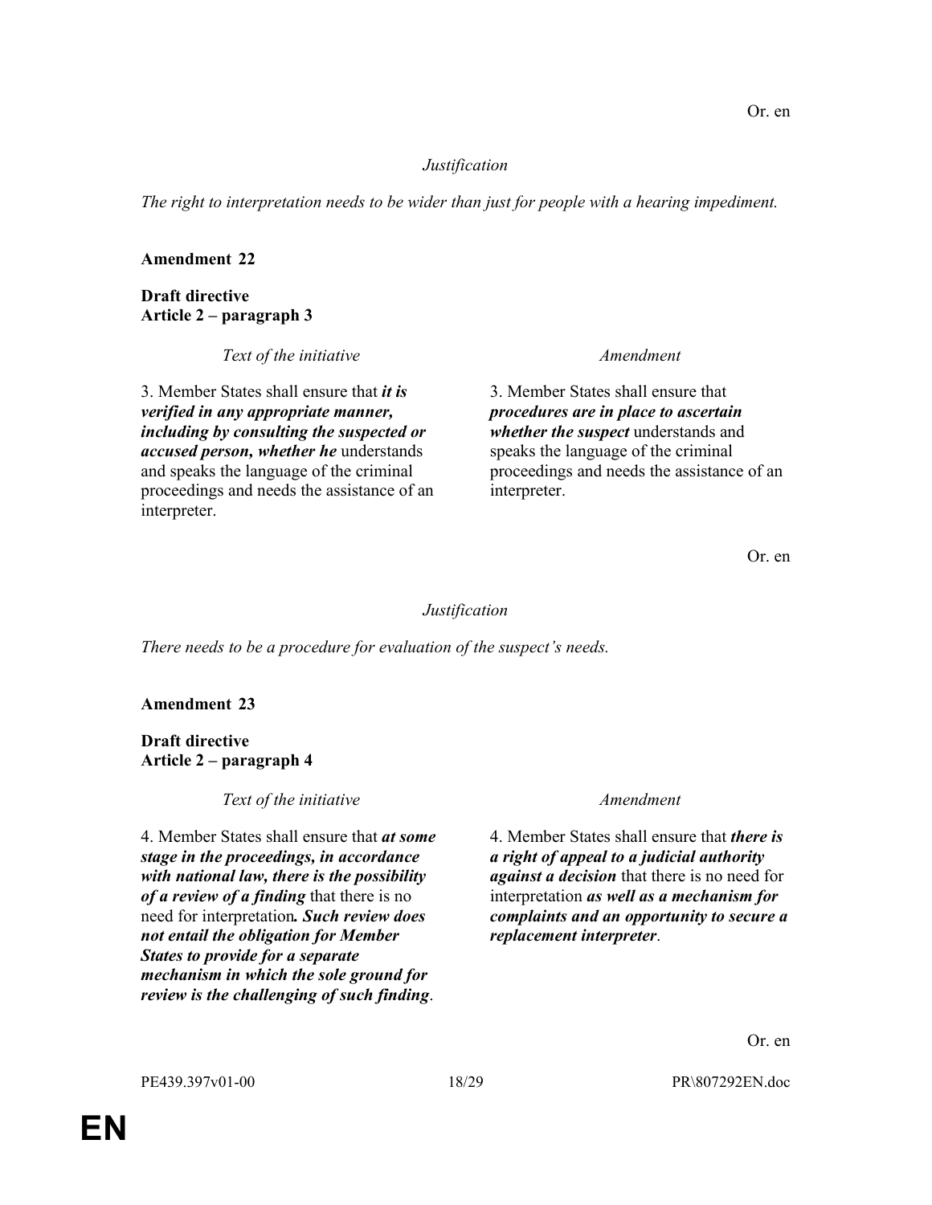Or. en

*Justification*

*The right to interpretation needs to be wider than just for people with a hearing impediment.*

**Amendment 22**

**Draft directive**
**Article 2 – paragraph 3**

| *Text of the initiative* | *Amendment* |
| --- | --- |
| 3. Member States shall ensure that ***it is verified in any appropriate manner, including by consulting the suspected or accused person, whether he*** understands and speaks the language of the criminal proceedings and needs the assistance of an interpreter. | 3. Member States shall ensure that ***procedures are in place to ascertain whether the suspect*** understands and speaks the language of the criminal proceedings and needs the assistance of an interpreter. |

Or. en

*Justification*

*There needs to be a procedure for evaluation of the suspect's needs.*

**Amendment 23**

**Draft directive**
**Article 2 – paragraph 4**

| *Text of the initiative* | *Amendment* |
| --- | --- |
| 4. Member States shall ensure that ***at some stage in the proceedings, in accordance with national law, there is the possibility of a review of a finding*** that there is no need for interpretation***. Such review does not entail the obligation for Member States to provide for a separate mechanism in which the sole ground for review is the challenging of such finding***. | 4. Member States shall ensure that ***there is a right of appeal to a judicial authority against a decision*** that there is no need for interpretation ***as well as a mechanism for complaints and an opportunity to secure a replacement interpreter***. |

Or. en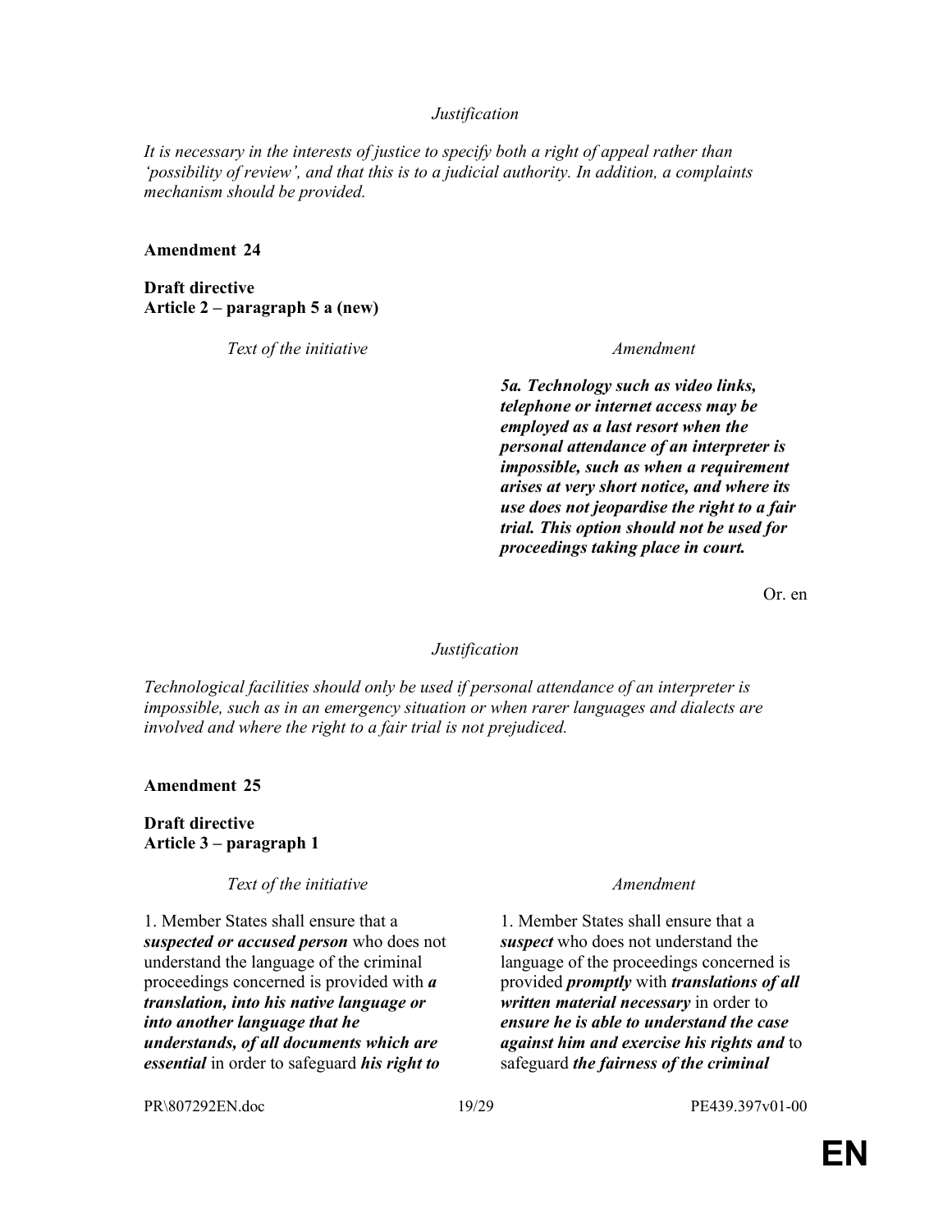*Justification*

*It is necessary in the interests of justice to specify both a right of appeal rather than 'possibility of review', and that this is to a judicial authority. In addition, a complaints mechanism should be provided.*

**Amendment 24**

**Draft directive**
**Article 2 – paragraph 5 a (new)**

| *Text of the initiative* | *Amendment* |
| --- | --- |
| | ***5a. Technology such as video links, telephone or internet access may be employed as a last resort when the personal attendance of an interpreter is impossible, such as when a requirement arises at very short notice, and where its use does not jeopardise the right to a fair trial. This option should not be used for proceedings taking place in court.*** |

Or. en

*Justification*

*Technological facilities should only be used if personal attendance of an interpreter is impossible, such as in an emergency situation or when rarer languages and dialects are involved and where the right to a fair trial is not prejudiced.*

**Amendment 25**

**Draft directive**
**Article 3 – paragraph 1**

| *Text of the initiative* | *Amendment* |
| --- | --- |
| 1. Member States shall ensure that a ***suspected or accused person*** who does not understand the language of the criminal proceedings concerned is provided with ***a translation, into his native language or into another language that he understands, of all documents which are essential*** in order to safeguard ***his right to*** | 1. Member States shall ensure that a ***suspect*** who does not understand the language of the proceedings concerned is provided ***promptly*** with ***translations of all written material necessary*** in order to ***ensure he is able to understand the case against him and exercise his rights and*** to safeguard ***the fairness of the criminal*** |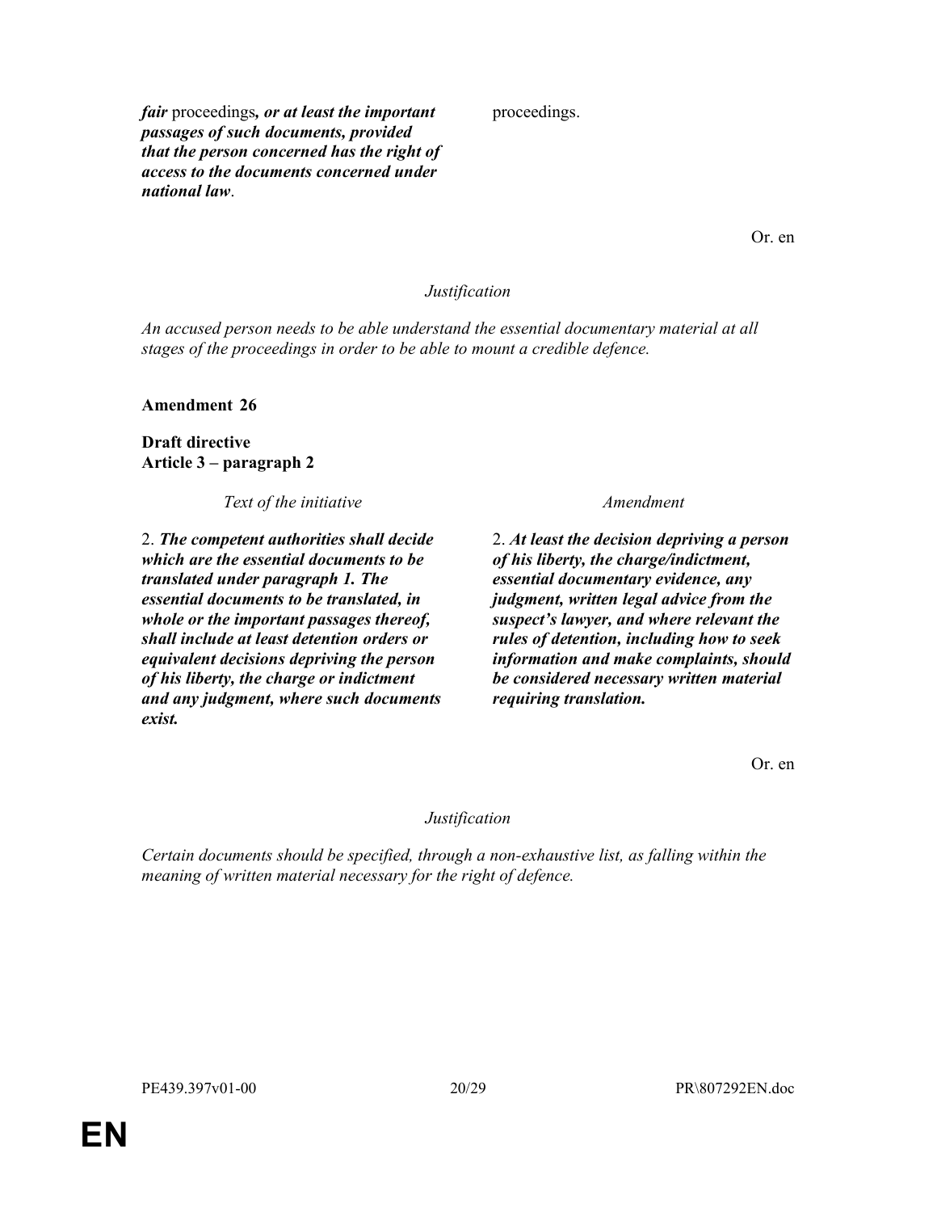| | |
|---|---|
| ***fair*** proceedings***, or at least the important passages of such documents, provided that the person concerned has the right of access to the documents concerned under national law***. | proceedings. |

Or. en

*Justification*

*An accused person needs to be able understand the essential documentary material at all stages of the proceedings in order to be able to mount a credible defence.*

**Amendment 26**

**Draft directive**
**Article 3 – paragraph 2**

| *Text of the initiative* | *Amendment* |
|---|---|
| 2. ***The competent authorities shall decide which are the essential documents to be translated under paragraph 1. The essential documents to be translated, in whole or the important passages thereof, shall include at least detention orders or equivalent decisions depriving the person of his liberty, the charge or indictment and any judgment, where such documents exist.*** | 2. ***At least the decision depriving a person of his liberty, the charge/indictment, essential documentary evidence, any judgment, written legal advice from the suspect's lawyer, and where relevant the rules of detention, including how to seek information and make complaints, should be considered necessary written material requiring translation.*** |

Or. en

*Justification*

*Certain documents should be specified, through a non-exhaustive list, as falling within the meaning of written material necessary for the right of defence.*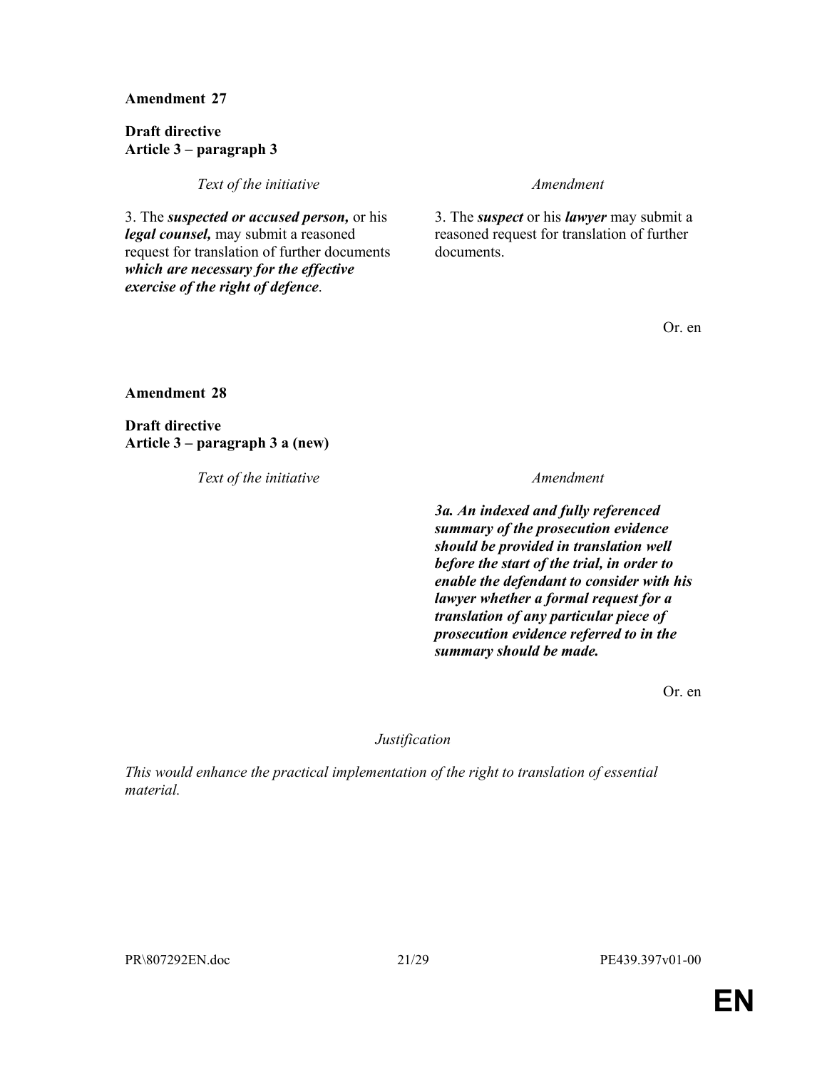**Amendment 27**

**Draft directive**
**Article 3 – paragraph 3**

| *Text of the initiative* | *Amendment* |
|---|---|
| 3. The ***suspected or accused person,*** or his ***legal counsel,*** may submit a reasoned request for translation of further documents ***which are necessary for the effective exercise of the right of defence***. | 3. The ***suspect*** or his ***lawyer*** may submit a reasoned request for translation of further documents. |

Or. en

**Amendment 28**

**Draft directive**
**Article 3 – paragraph 3 a (new)**

| *Text of the initiative* | *Amendment* |
|---|---|
| | ***3a. An indexed and fully referenced summary of the prosecution evidence should be provided in translation well before the start of the trial, in order to enable the defendant to consider with his lawyer whether a formal request for a translation of any particular piece of prosecution evidence referred to in the summary should be made.*** |

Or. en

*Justification*

*This would enhance the practical implementation of the right to translation of essential material.*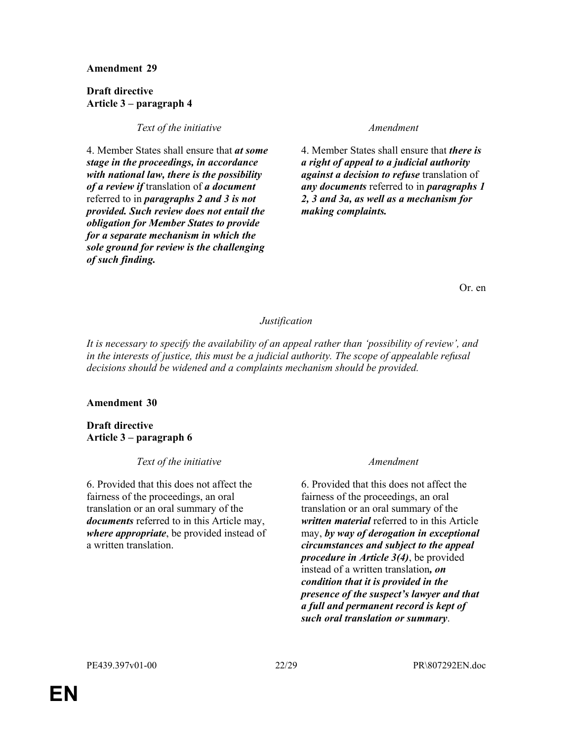**Amendment 29**

**Draft directive**
**Article 3 – paragraph 4**

| *Text of the initiative* | *Amendment* |
|---|---|
| 4. Member States shall ensure that ***at some stage in the proceedings, in accordance with national law, there is the possibility of a review if*** translation of ***a document*** referred to in ***paragraphs 2 and 3 is not provided. Such review does not entail the obligation for Member States to provide for a separate mechanism in which the sole ground for review is the challenging of such finding.*** | 4. Member States shall ensure that ***there is a right of appeal to a judicial authority against a decision to refuse*** translation of ***any documents*** referred to in ***paragraphs 1 2, 3 and 3a, as well as a mechanism for making complaints.*** |

Or. en

*Justification*

*It is necessary to specify the availability of an appeal rather than 'possibility of review', and in the interests of justice, this must be a judicial authority. The scope of appealable refusal decisions should be widened and a complaints mechanism should be provided.*

**Amendment 30**

**Draft directive**
**Article 3 – paragraph 6**

| *Text of the initiative* | *Amendment* |
|---|---|
| 6. Provided that this does not affect the fairness of the proceedings, an oral translation or an oral summary of the ***documents*** referred to in this Article may, ***where appropriate***, be provided instead of a written translation. | 6. Provided that this does not affect the fairness of the proceedings, an oral translation or an oral summary of the ***written material*** referred to in this Article may, ***by way of derogation in exceptional circumstances and subject to the appeal procedure in Article 3(4)***, be provided instead of a written translation***, on condition that it is provided in the presence of the suspect's lawyer and that a full and permanent record is kept of such oral translation or summary***. |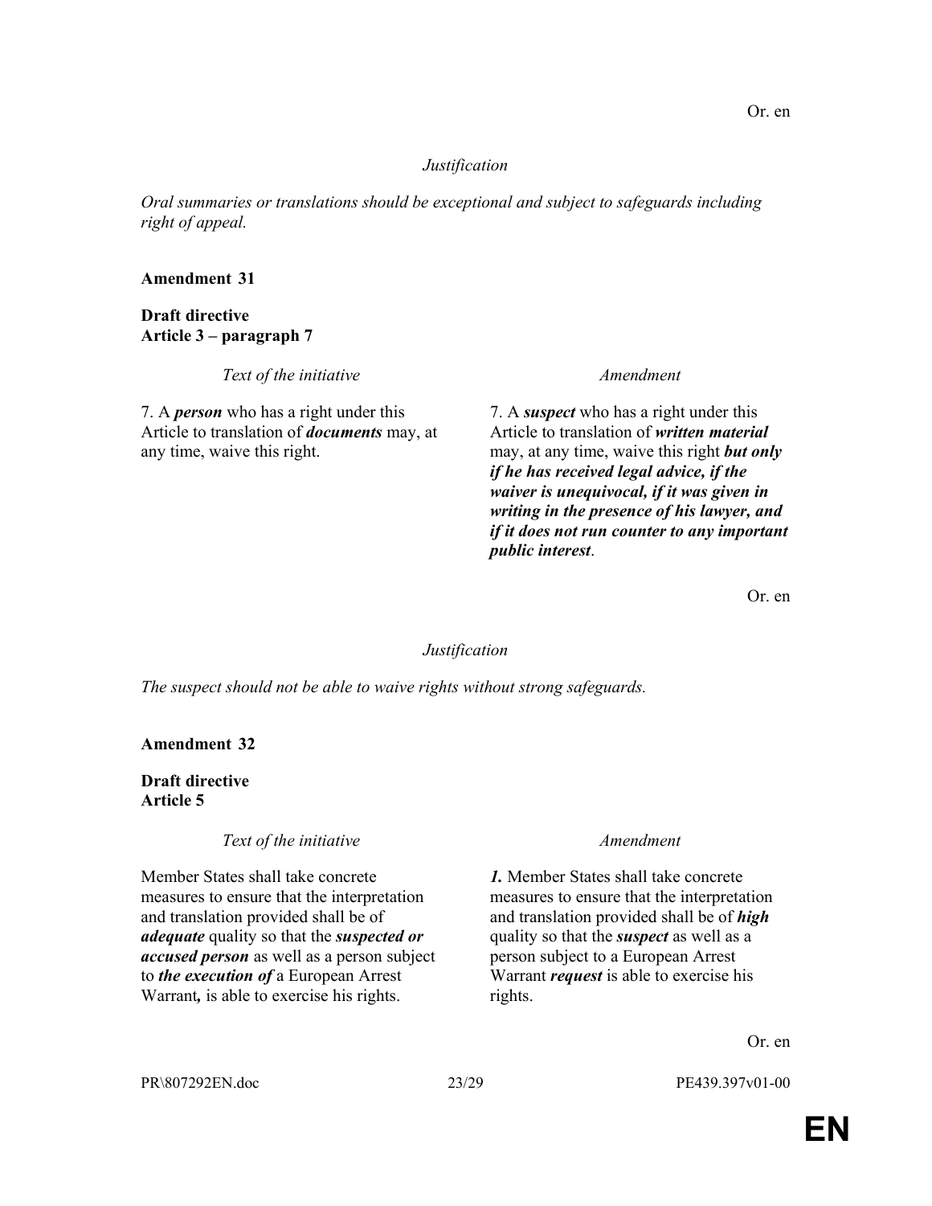Or. en

*Justification*

*Oral summaries or translations should be exceptional and subject to safeguards including right of appeal.*

**Amendment 31**

**Draft directive**
**Article 3 – paragraph 7**

| *Text of the initiative* | *Amendment* |
| --- | --- |
| 7. A ***person*** who has a right under this Article to translation of ***documents*** may, at any time, waive this right. | 7. A ***suspect*** who has a right under this Article to translation of ***written material*** may, at any time, waive this right ***but only if he has received legal advice, if the waiver is unequivocal, if it was given in writing in the presence of his lawyer, and if it does not run counter to any important public interest***. |

Or. en

*Justification*

*The suspect should not be able to waive rights without strong safeguards.*

**Amendment 32**

**Draft directive**
**Article 5**

| *Text of the initiative* | *Amendment* |
| --- | --- |
| Member States shall take concrete measures to ensure that the interpretation and translation provided shall be of ***adequate*** quality so that the ***suspected or accused person*** as well as a person subject to ***the execution of*** a European Arrest Warrant***,*** is able to exercise his rights. | ***1.*** Member States shall take concrete measures to ensure that the interpretation and translation provided shall be of ***high*** quality so that the ***suspect*** as well as a person subject to a European Arrest Warrant ***request*** is able to exercise his rights. |

Or. en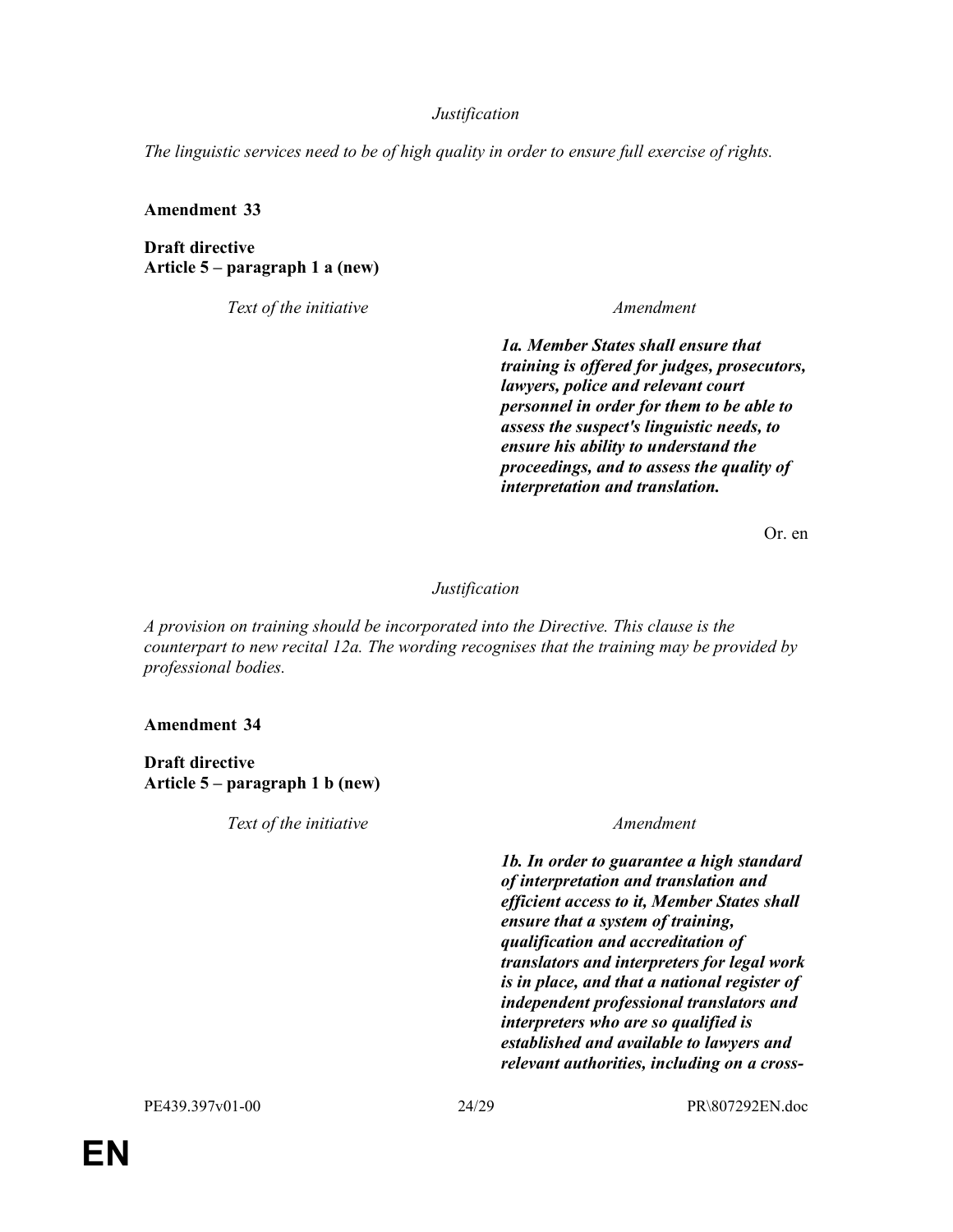*Justification*

*The linguistic services need to be of high quality in order to ensure full exercise of rights.*

**Amendment 33**

**Draft directive**
**Article 5 – paragraph 1 a (new)**

| *Text of the initiative* | *Amendment* |
|---|---|
| | ***1a. Member States shall ensure that training is offered for judges, prosecutors, lawyers, police and relevant court personnel in order for them to be able to assess the suspect's linguistic needs, to ensure his ability to understand the proceedings, and to assess the quality of interpretation and translation.*** |

Or. en

*Justification*

*A provision on training should be incorporated into the Directive. This clause is the counterpart to new recital 12a. The wording recognises that the training may be provided by professional bodies.*

**Amendment 34**

**Draft directive**
**Article 5 – paragraph 1 b (new)**

| *Text of the initiative* | *Amendment* |
|---|---|
| | ***1b. In order to guarantee a high standard of interpretation and translation and efficient access to it, Member States shall ensure that a system of training, qualification and accreditation of translators and interpreters for legal work is in place, and that a national register of independent professional translators and interpreters who are so qualified is established and available to lawyers and relevant authorities, including on a cross-*** |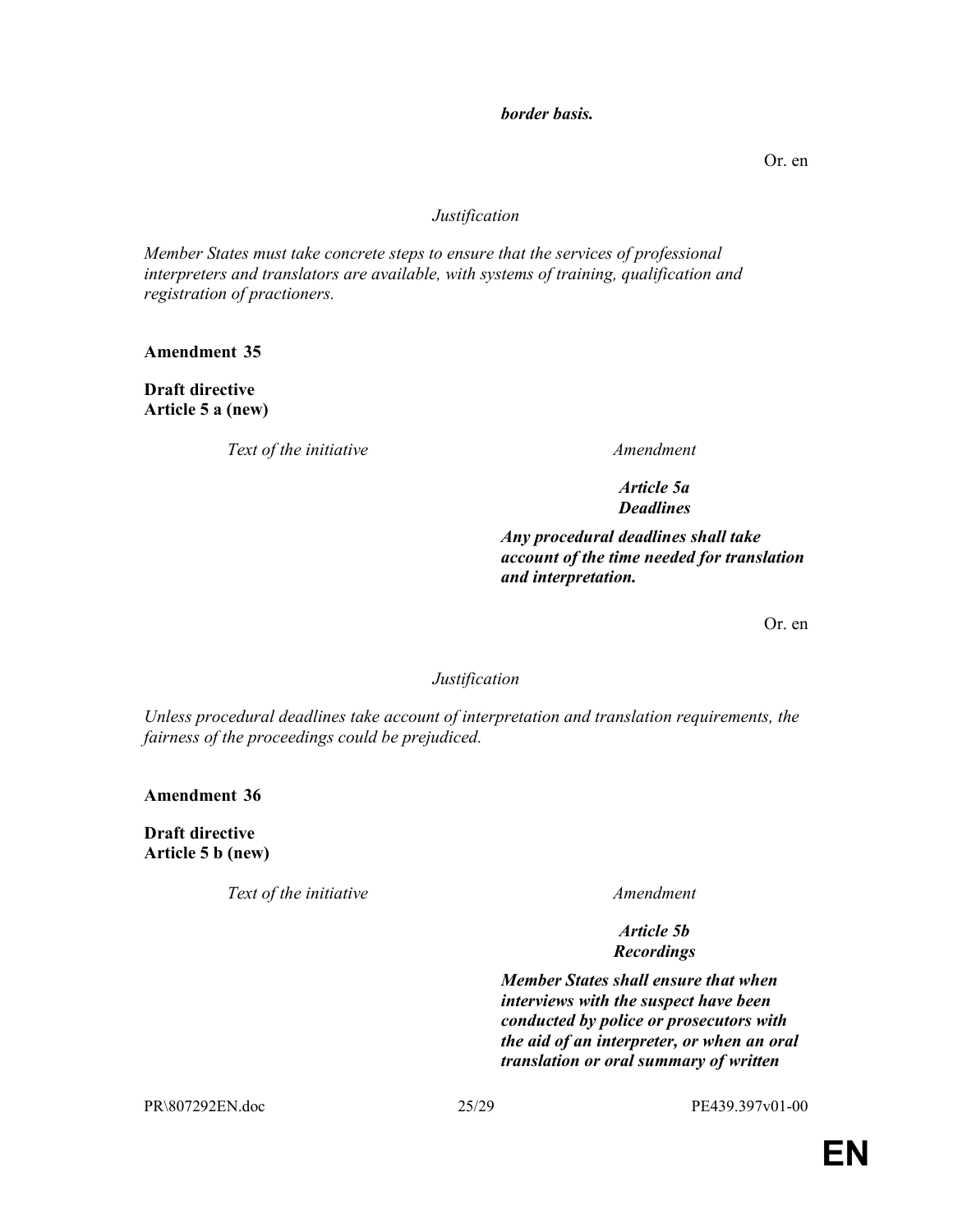| | |
|---|---|
| | ***border basis.*** |

Or. en

*Justification*

*Member States must take concrete steps to ensure that the services of professional interpreters and translators are available, with systems of training, qualification and registration of practioners.*

**Amendment 35**

**Draft directive**
**Article 5 a (new)**

| *Text of the initiative* | *Amendment* |
|---|---|
| | ***Article 5a*** ***Deadlines*** |
| | ***Any procedural deadlines shall take account of the time needed for translation and interpretation.*** |

Or. en

*Justification*

*Unless procedural deadlines take account of interpretation and translation requirements, the fairness of the proceedings could be prejudiced.*

**Amendment 36**

**Draft directive**
**Article 5 b (new)**

| *Text of the initiative* | *Amendment* |
|---|---|
| | ***Article 5b*** ***Recordings*** |
| | ***Member States shall ensure that when interviews with the suspect have been conducted by police or prosecutors with the aid of an interpreter, or when an oral translation or oral summary of written*** |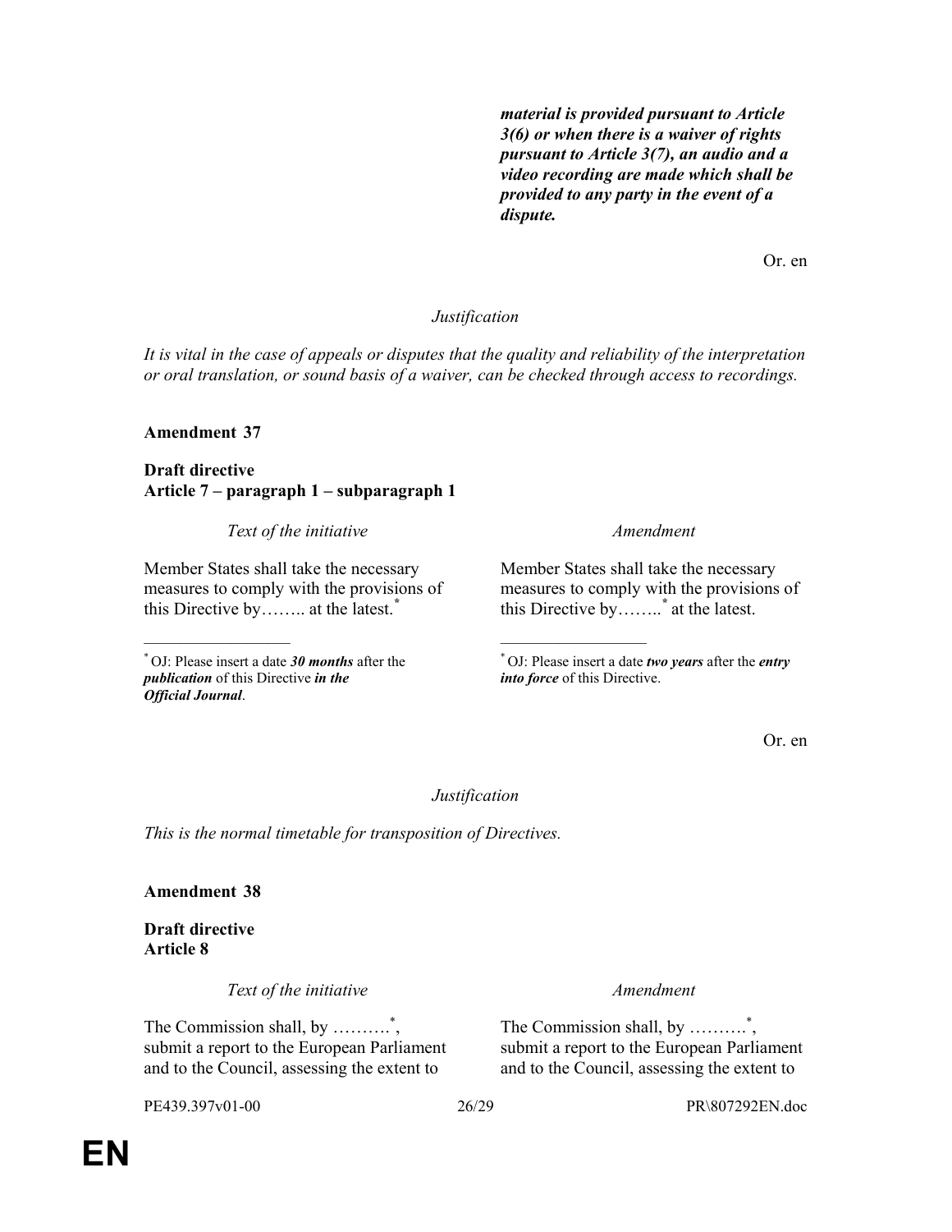| | ***material is provided pursuant to Article 3(6) or when there is a waiver of rights pursuant to Article 3(7), an audio and a video recording are made which shall be provided to any party in the event of a dispute.*** |
|---|---|

Or. en

*Justification*

*It is vital in the case of appeals or disputes that the quality and reliability of the interpretation or oral translation, or sound basis of a waiver, can be checked through access to recordings.*

**Amendment 37**

**Draft directive**
**Article 7 – paragraph 1 – subparagraph 1**

| *Text of the initiative* | *Amendment* |
|---|---|
| Member States shall take the necessary measures to comply with the provisions of this Directive by…….. at the latest.* <br><br> * OJ: Please insert a date ***30 months*** after the ***publication*** of this Directive ***in the Official Journal***. | Member States shall take the necessary measures to comply with the provisions of this Directive by……..* at the latest. <br><br> * OJ: Please insert a date ***two years*** after the ***entry into force*** of this Directive. |

Or. en

*Justification*

*This is the normal timetable for transposition of Directives.*

**Amendment 38**

**Draft directive**
**Article 8**

| *Text of the initiative* | *Amendment* |
|---|---|
| The Commission shall, by ……….*, submit a report to the European Parliament and to the Council, assessing the extent to | The Commission shall, by ……….*, submit a report to the European Parliament and to the Council, assessing the extent to |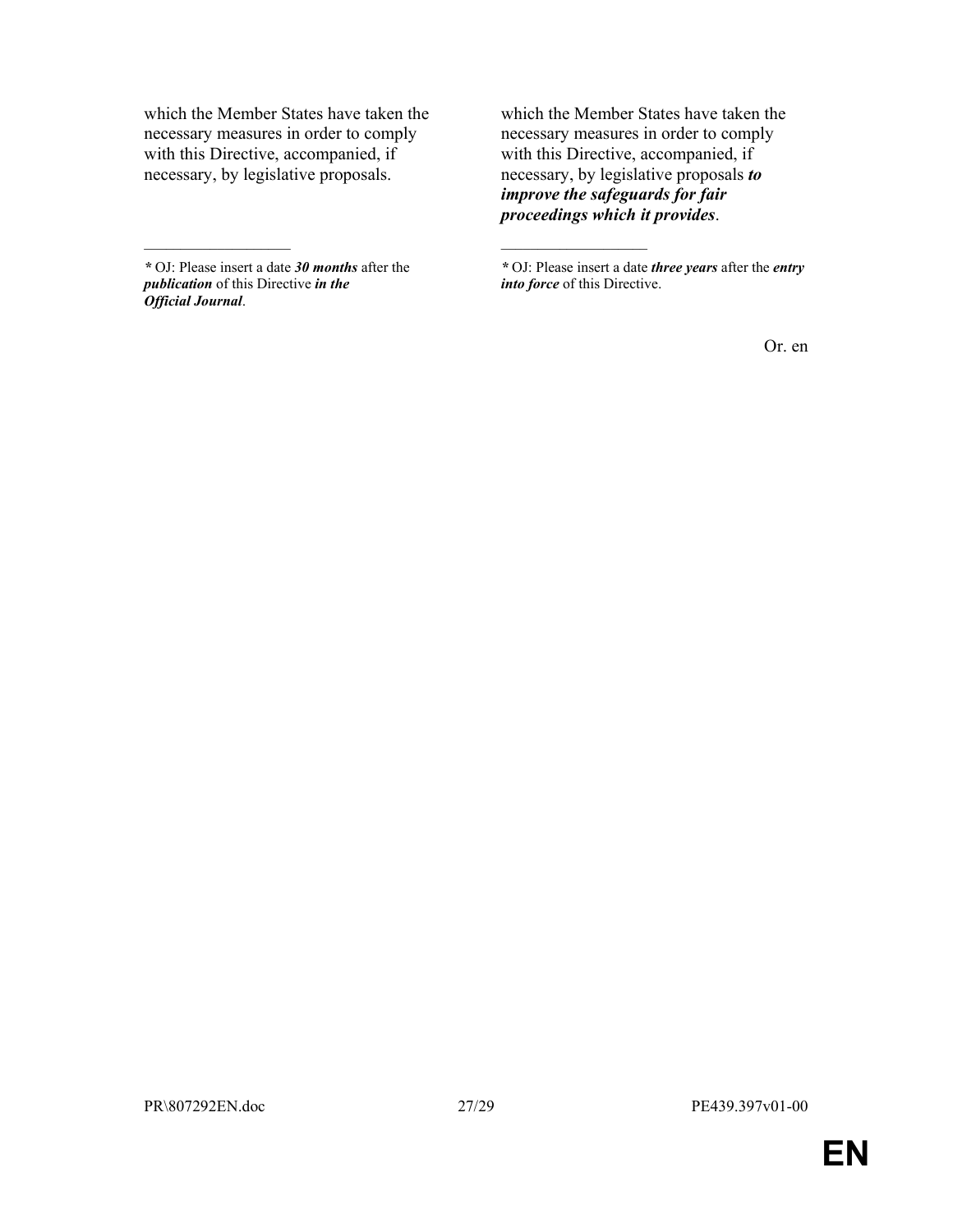| | |
|---|---|
| which the Member States have taken the necessary measures in order to comply with this Directive, accompanied, if necessary, by legislative proposals. | which the Member States have taken the necessary measures in order to comply with this Directive, accompanied, if necessary, by legislative proposals ***to improve the safeguards for fair proceedings which it provides***. |
| __________________ | __________________ |
| ***** OJ: Please insert a date ***30 months*** after the ***publication*** of this Directive ***in the Official Journal***. | ***** OJ: Please insert a date ***three years*** after the ***entry into force*** of this Directive. |

Or. en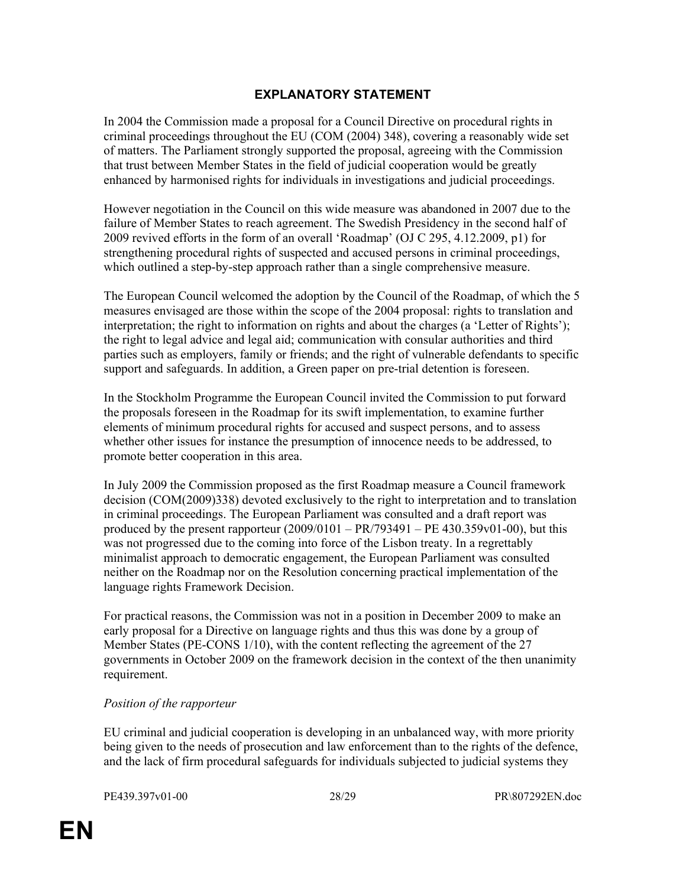# EXPLANATORY STATEMENT

In 2004 the Commission made a proposal for a Council Directive on procedural rights in criminal proceedings throughout the EU (COM (2004) 348), covering a reasonably wide set of matters. The Parliament strongly supported the proposal, agreeing with the Commission that trust between Member States in the field of judicial cooperation would be greatly enhanced by harmonised rights for individuals in investigations and judicial proceedings.

However negotiation in the Council on this wide measure was abandoned in 2007 due to the failure of Member States to reach agreement. The Swedish Presidency in the second half of 2009 revived efforts in the form of an overall 'Roadmap' (OJ C 295, 4.12.2009, p1) for strengthening procedural rights of suspected and accused persons in criminal proceedings, which outlined a step-by-step approach rather than a single comprehensive measure.

The European Council welcomed the adoption by the Council of the Roadmap, of which the 5 measures envisaged are those within the scope of the 2004 proposal: rights to translation and interpretation; the right to information on rights and about the charges (a 'Letter of Rights'); the right to legal advice and legal aid; communication with consular authorities and third parties such as employers, family or friends; and the right of vulnerable defendants to specific support and safeguards. In addition, a Green paper on pre-trial detention is foreseen.

In the Stockholm Programme the European Council invited the Commission to put forward the proposals foreseen in the Roadmap for its swift implementation, to examine further elements of minimum procedural rights for accused and suspect persons, and to assess whether other issues for instance the presumption of innocence needs to be addressed, to promote better cooperation in this area.

In July 2009 the Commission proposed as the first Roadmap measure a Council framework decision (COM(2009)338) devoted exclusively to the right to interpretation and to translation in criminal proceedings. The European Parliament was consulted and a draft report was produced by the present rapporteur (2009/0101 – PR/793491 – PE 430.359v01-00), but this was not progressed due to the coming into force of the Lisbon treaty. In a regrettably minimalist approach to democratic engagement, the European Parliament was consulted neither on the Roadmap nor on the Resolution concerning practical implementation of the language rights Framework Decision.

For practical reasons, the Commission was not in a position in December 2009 to make an early proposal for a Directive on language rights and thus this was done by a group of Member States (PE-CONS 1/10), with the content reflecting the agreement of the 27 governments in October 2009 on the framework decision in the context of the then unanimity requirement.

*Position of the rapporteur*

EU criminal and judicial cooperation is developing in an unbalanced way, with more priority being given to the needs of prosecution and law enforcement than to the rights of the defence, and the lack of firm procedural safeguards for individuals subjected to judicial systems they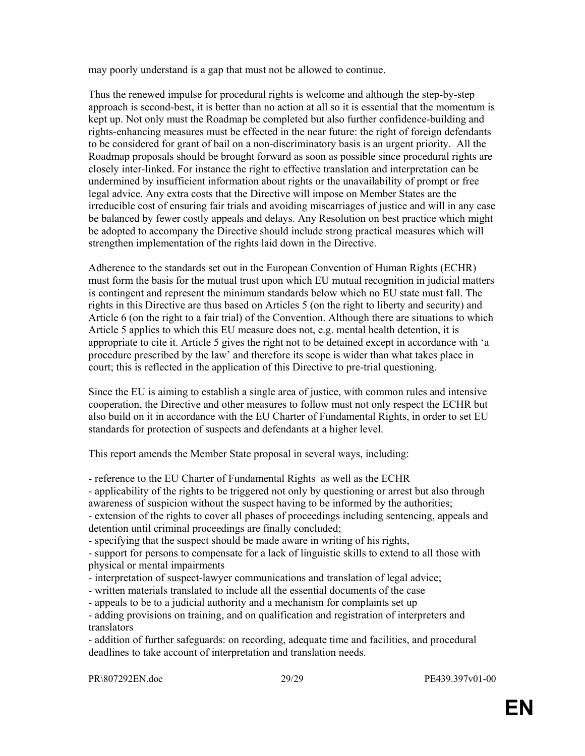may poorly understand is a gap that must not be allowed to continue.

Thus the renewed impulse for procedural rights is welcome and although the step-by-step approach is second-best, it is better than no action at all so it is essential that the momentum is kept up. Not only must the Roadmap be completed but also further confidence-building and rights-enhancing measures must be effected in the near future: the right of foreign defendants to be considered for grant of bail on a non-discriminatory basis is an urgent priority. All the Roadmap proposals should be brought forward as soon as possible since procedural rights are closely inter-linked. For instance the right to effective translation and interpretation can be undermined by insufficient information about rights or the unavailability of prompt or free legal advice. Any extra costs that the Directive will impose on Member States are the irreducible cost of ensuring fair trials and avoiding miscarriages of justice and will in any case be balanced by fewer costly appeals and delays. Any Resolution on best practice which might be adopted to accompany the Directive should include strong practical measures which will strengthen implementation of the rights laid down in the Directive.

Adherence to the standards set out in the European Convention of Human Rights (ECHR) must form the basis for the mutual trust upon which EU mutual recognition in judicial matters is contingent and represent the minimum standards below which no EU state must fall. The rights in this Directive are thus based on Articles 5 (on the right to liberty and security) and Article 6 (on the right to a fair trial) of the Convention. Although there are situations to which Article 5 applies to which this EU measure does not, e.g. mental health detention, it is appropriate to cite it. Article 5 gives the right not to be detained except in accordance with 'a procedure prescribed by the law' and therefore its scope is wider than what takes place in court; this is reflected in the application of this Directive to pre-trial questioning.

Since the EU is aiming to establish a single area of justice, with common rules and intensive cooperation, the Directive and other measures to follow must not only respect the ECHR but also build on it in accordance with the EU Charter of Fundamental Rights, in order to set EU standards for protection of suspects and defendants at a higher level.

This report amends the Member State proposal in several ways, including:

- reference to the EU Charter of Fundamental Rights as well as the ECHR
- applicability of the rights to be triggered not only by questioning or arrest but also through awareness of suspicion without the suspect having to be informed by the authorities;
- extension of the rights to cover all phases of proceedings including sentencing, appeals and detention until criminal proceedings are finally concluded;
- specifying that the suspect should be made aware in writing of his rights,
- support for persons to compensate for a lack of linguistic skills to extend to all those with physical or mental impairments
- interpretation of suspect-lawyer communications and translation of legal advice;
- written materials translated to include all the essential documents of the case
- appeals to be to a judicial authority and a mechanism for complaints set up
- adding provisions on training, and on qualification and registration of interpreters and translators
- addition of further safeguards: on recording, adequate time and facilities, and procedural deadlines to take account of interpretation and translation needs.